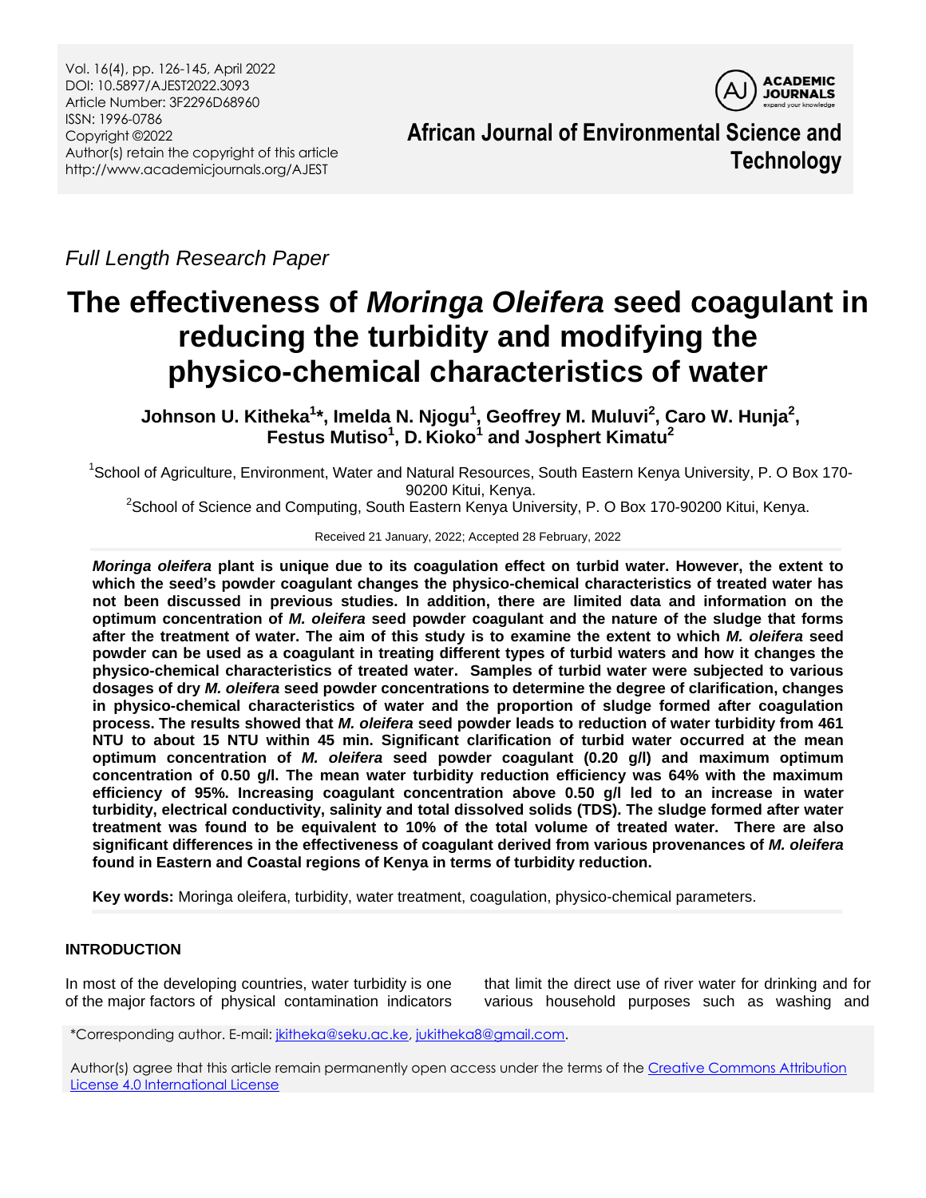Vol. 16(4), pp. 126-145, April 2022
DOI: 10.5897/AJEST2022.3093
Article Number: 3F2296D68960
ISSN: 1996-0786
Copyright ©2022
Author(s) retain the copyright of this article
http://www.academicjournals.org/AJEST

**African Journal of Environmental Science and Technology**

*Full Length Research Paper*

# The effectiveness of *Moringa Oleifera* seed coagulant in reducing the turbidity and modifying the physico-chemical characteristics of water

**Johnson U. Kitheka[1]\*, Imelda N. Njogu[1], Geoffrey M. Muluvi[2], Caro W. Hunja[2], Festus Mutiso[1], D. Kioko[1] and Josphert Kimatu[2]**

[1]School of Agriculture, Environment, Water and Natural Resources, South Eastern Kenya University, P. O Box 170-90200 Kitui, Kenya.

[2]School of Science and Computing, South Eastern Kenya University, P. O Box 170-90200 Kitui, Kenya.

Received 21 January, 2022; Accepted 28 February, 2022

***Moringa oleifera* plant is unique due to its coagulation effect on turbid water. However, the extent to which the seed's powder coagulant changes the physico-chemical characteristics of treated water has not been discussed in previous studies. In addition, there are limited data and information on the optimum concentration of *M. oleifera* seed powder coagulant and the nature of the sludge that forms after the treatment of water. The aim of this study is to examine the extent to which *M. oleifera* seed powder can be used as a coagulant in treating different types of turbid waters and how it changes the physico-chemical characteristics of treated water. Samples of turbid water were subjected to various dosages of dry *M. oleifera* seed powder concentrations to determine the degree of clarification, changes in physico-chemical characteristics of water and the proportion of sludge formed after coagulation process. The results showed that *M. oleifera* seed powder leads to reduction of water turbidity from 461 NTU to about 15 NTU within 45 min. Significant clarification of turbid water occurred at the mean optimum concentration of *M. oleifera* seed powder coagulant (0.20 g/l) and maximum optimum concentration of 0.50 g/l. The mean water turbidity reduction efficiency was 64% with the maximum efficiency of 95%. Increasing coagulant concentration above 0.50 g/l led to an increase in water turbidity, electrical conductivity, salinity and total dissolved solids (TDS). The sludge formed after water treatment was found to be equivalent to 10% of the total volume of treated water. There are also significant differences in the effectiveness of coagulant derived from various provenances of *M. oleifera* found in Eastern and Coastal regions of Kenya in terms of turbidity reduction.**

**Key words:** Moringa oleifera, turbidity, water treatment, coagulation, physico-chemical parameters.

## INTRODUCTION

In most of the developing countries, water turbidity is one of the major factors of physical contamination indicators that limit the direct use of river water for drinking and for various household purposes such as washing and

\*Corresponding author. E-mail: jkitheka@seku.ac.ke, jukitheka8@gmail.com.

Author(s) agree that this article remain permanently open access under the terms of the Creative Commons Attribution License 4.0 International License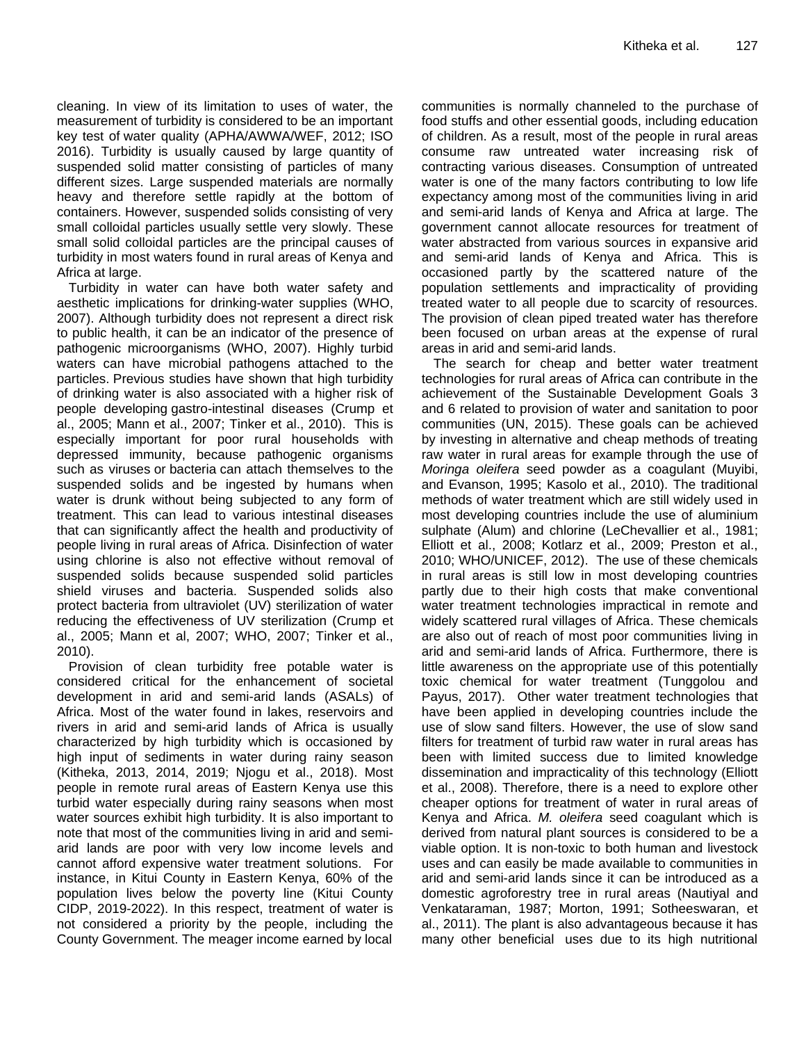cleaning. In view of its limitation to uses of water, the measurement of turbidity is considered to be an important key test of water quality (APHA/AWWA/WEF, 2012; ISO 2016). Turbidity is usually caused by large quantity of suspended solid matter consisting of particles of many different sizes. Large suspended materials are normally heavy and therefore settle rapidly at the bottom of containers. However, suspended solids consisting of very small colloidal particles usually settle very slowly. These small solid colloidal particles are the principal causes of turbidity in most waters found in rural areas of Kenya and Africa at large.

Turbidity in water can have both water safety and aesthetic implications for drinking-water supplies (WHO, 2007). Although turbidity does not represent a direct risk to public health, it can be an indicator of the presence of pathogenic microorganisms (WHO, 2007). Highly turbid waters can have microbial pathogens attached to the particles. Previous studies have shown that high turbidity of drinking water is also associated with a higher risk of people developing gastro-intestinal diseases (Crump et al., 2005; Mann et al., 2007; Tinker et al., 2010). This is especially important for poor rural households with depressed immunity, because pathogenic organisms such as viruses or bacteria can attach themselves to the suspended solids and be ingested by humans when water is drunk without being subjected to any form of treatment. This can lead to various intestinal diseases that can significantly affect the health and productivity of people living in rural areas of Africa. Disinfection of water using chlorine is also not effective without removal of suspended solids because suspended solid particles shield viruses and bacteria. Suspended solids also protect bacteria from ultraviolet (UV) sterilization of water reducing the effectiveness of UV sterilization (Crump et al., 2005; Mann et al, 2007; WHO, 2007; Tinker et al., 2010).

Provision of clean turbidity free potable water is considered critical for the enhancement of societal development in arid and semi-arid lands (ASALs) of Africa. Most of the water found in lakes, reservoirs and rivers in arid and semi-arid lands of Africa is usually characterized by high turbidity which is occasioned by high input of sediments in water during rainy season (Kitheka, 2013, 2014, 2019; Njogu et al., 2018). Most people in remote rural areas of Eastern Kenya use this turbid water especially during rainy seasons when most water sources exhibit high turbidity. It is also important to note that most of the communities living in arid and semi-arid lands are poor with very low income levels and cannot afford expensive water treatment solutions. For instance, in Kitui County in Eastern Kenya, 60% of the population lives below the poverty line (Kitui County CIDP, 2019-2022). In this respect, treatment of water is not considered a priority by the people, including the County Government. The meager income earned by local communities is normally channeled to the purchase of food stuffs and other essential goods, including education of children. As a result, most of the people in rural areas consume raw untreated water increasing risk of contracting various diseases. Consumption of untreated water is one of the many factors contributing to low life expectancy among most of the communities living in arid and semi-arid lands of Kenya and Africa at large. The government cannot allocate resources for treatment of water abstracted from various sources in expansive arid and semi-arid lands of Kenya and Africa. This is occasioned partly by the scattered nature of the population settlements and impracticality of providing treated water to all people due to scarcity of resources. The provision of clean piped treated water has therefore been focused on urban areas at the expense of rural areas in arid and semi-arid lands.

The search for cheap and better water treatment technologies for rural areas of Africa can contribute in the achievement of the Sustainable Development Goals 3 and 6 related to provision of water and sanitation to poor communities (UN, 2015). These goals can be achieved by investing in alternative and cheap methods of treating raw water in rural areas for example through the use of *Moringa oleifera* seed powder as a coagulant (Muyibi, and Evanson, 1995; Kasolo et al., 2010). The traditional methods of water treatment which are still widely used in most developing countries include the use of aluminium sulphate (Alum) and chlorine (LeChevallier et al., 1981; Elliott et al., 2008; Kotlarz et al., 2009; Preston et al., 2010; WHO/UNICEF, 2012). The use of these chemicals in rural areas is still low in most developing countries partly due to their high costs that make conventional water treatment technologies impractical in remote and widely scattered rural villages of Africa. These chemicals are also out of reach of most poor communities living in arid and semi-arid lands of Africa. Furthermore, there is little awareness on the appropriate use of this potentially toxic chemical for water treatment (Tunggolou and Payus, 2017). Other water treatment technologies that have been applied in developing countries include the use of slow sand filters. However, the use of slow sand filters for treatment of turbid raw water in rural areas has been with limited success due to limited knowledge dissemination and impracticality of this technology (Elliott et al., 2008). Therefore, there is a need to explore other cheaper options for treatment of water in rural areas of Kenya and Africa. *M. oleifera* seed coagulant which is derived from natural plant sources is considered to be a viable option. It is non-toxic to both human and livestock uses and can easily be made available to communities in arid and semi-arid lands since it can be introduced as a domestic agroforestry tree in rural areas (Nautiyal and Venkataraman, 1987; Morton, 1991; Sotheeswaran, et al., 2011). The plant is also advantageous because it has many other beneficial uses due to its high nutritional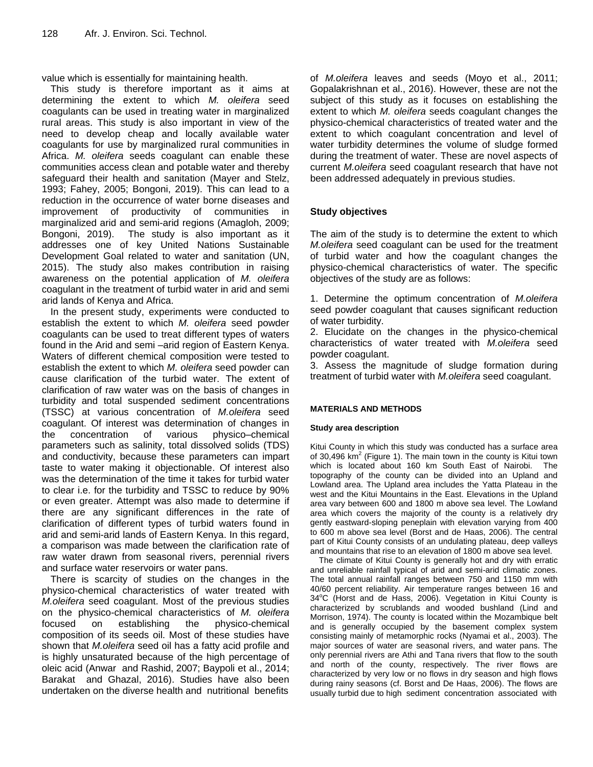value which is essentially for maintaining health.

This study is therefore important as it aims at determining the extent to which *M. oleifera* seed coagulants can be used in treating water in marginalized rural areas. This study is also important in view of the need to develop cheap and locally available water coagulants for use by marginalized rural communities in Africa. *M. oleifera* seeds coagulant can enable these communities access clean and potable water and thereby safeguard their health and sanitation (Mayer and Stelz, 1993; Fahey, 2005; Bongoni, 2019). This can lead to a reduction in the occurrence of water borne diseases and improvement of productivity of communities in marginalized arid and semi-arid regions (Amagloh, 2009; Bongoni, 2019). The study is also important as it addresses one of key United Nations Sustainable Development Goal related to water and sanitation (UN, 2015). The study also makes contribution in raising awareness on the potential application of *M. oleifera* coagulant in the treatment of turbid water in arid and semi arid lands of Kenya and Africa.

In the present study, experiments were conducted to establish the extent to which *M. oleifera* seed powder coagulants can be used to treat different types of waters found in the Arid and semi –arid region of Eastern Kenya. Waters of different chemical composition were tested to establish the extent to which *M. oleifera* seed powder can cause clarification of the turbid water. The extent of clarification of raw water was on the basis of changes in turbidity and total suspended sediment concentrations (TSSC) at various concentration of *M.oleifera* seed coagulant. Of interest was determination of changes in the concentration of various physico–chemical parameters such as salinity, total dissolved solids (TDS) and conductivity, because these parameters can impart taste to water making it objectionable. Of interest also was the determination of the time it takes for turbid water to clear i.e. for the turbidity and TSSC to reduce by 90% or even greater. Attempt was also made to determine if there are any significant differences in the rate of clarification of different types of turbid waters found in arid and semi-arid lands of Eastern Kenya. In this regard, a comparison was made between the clarification rate of raw water drawn from seasonal rivers, perennial rivers and surface water reservoirs or water pans.

There is scarcity of studies on the changes in the physico-chemical characteristics of water treated with *M.oleifera* seed coagulant. Most of the previous studies on the physico-chemical characteristics of *M. oleifera* focused on establishing the physico-chemical composition of its seeds oil. Most of these studies have shown that *M.oleifera* seed oil has a fatty acid profile and is highly unsaturated because of the high percentage of oleic acid (Anwar and Rashid, 2007; Baypoli et al., 2014; Barakat and Ghazal, 2016). Studies have also been undertaken on the diverse health and nutritional benefits of *M.oleifera* leaves and seeds (Moyo et al., 2011; Gopalakrishnan et al., 2016). However, these are not the subject of this study as it focuses on establishing the extent to which *M. oleifera* seeds coagulant changes the physico-chemical characteristics of treated water and the extent to which coagulant concentration and level of water turbidity determines the volume of sludge formed during the treatment of water. These are novel aspects of current *M.oleifera* seed coagulant research that have not been addressed adequately in previous studies.

## Study objectives

The aim of the study is to determine the extent to which *M.oleifera* seed coagulant can be used for the treatment of turbid water and how the coagulant changes the physico-chemical characteristics of water. The specific objectives of the study are as follows:

1. Determine the optimum concentration of *M.oleifera* seed powder coagulant that causes significant reduction of water turbidity.
2. Elucidate on the changes in the physico-chemical characteristics of water treated with *M.oleifera* seed powder coagulant.
3. Assess the magnitude of sludge formation during treatment of turbid water with *M.oleifera* seed coagulant.

## MATERIALS AND METHODS

### Study area description

Kitui County in which this study was conducted has a surface area of 30,496 km$^2$ (Figure 1). The main town in the county is Kitui town which is located about 160 km South East of Nairobi. The topography of the county can be divided into an Upland and Lowland area. The Upland area includes the Yatta Plateau in the west and the Kitui Mountains in the East. Elevations in the Upland area vary between 600 and 1800 m above sea level. The Lowland area which covers the majority of the county is a relatively dry gently eastward-sloping peneplain with elevation varying from 400 to 600 m above sea level (Borst and de Haas, 2006). The central part of Kitui County consists of an undulating plateau, deep valleys and mountains that rise to an elevation of 1800 m above sea level.

The climate of Kitui County is generally hot and dry with erratic and unreliable rainfall typical of arid and semi-arid climatic zones. The total annual rainfall ranges between 750 and 1150 mm with 40/60 percent reliability. Air temperature ranges between 16 and 34°C (Horst and de Hass, 2006). Vegetation in Kitui County is characterized by scrublands and wooded bushland (Lind and Morrison, 1974). The county is located within the Mozambique belt and is generally occupied by the basement complex system consisting mainly of metamorphic rocks (Nyamai et al., 2003). The major sources of water are seasonal rivers, and water pans. The only perennial rivers are Athi and Tana rivers that flow to the south and north of the county, respectively. The river flows are characterized by very low or no flows in dry season and high flows during rainy seasons (cf. Borst and De Haas, 2006). The flows are usually turbid due to high sediment concentration associated with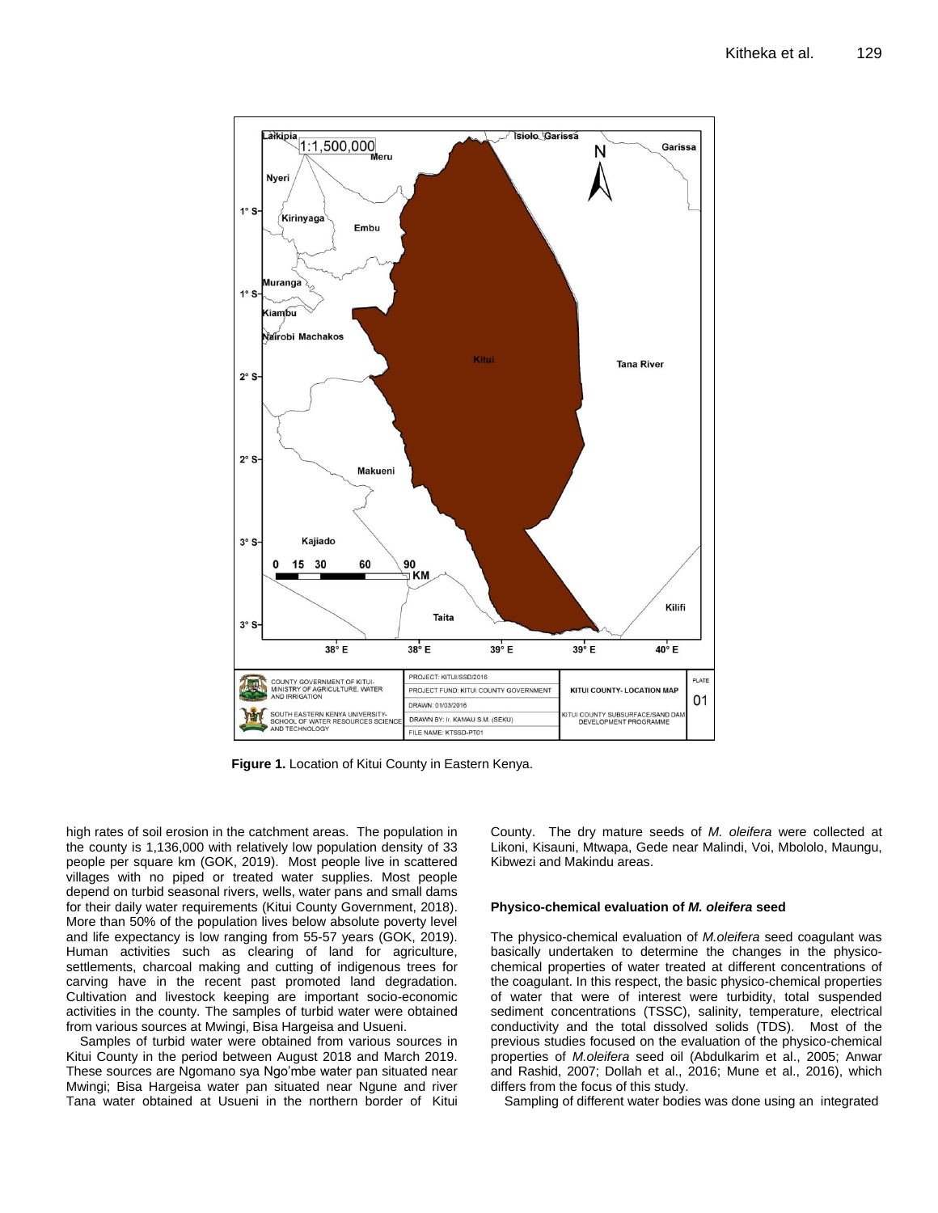**Figure 1.** Location of Kitui County in Eastern Kenya.

high rates of soil erosion in the catchment areas. The population in the county is 1,136,000 with relatively low population density of 33 people per square km (GOK, 2019). Most people live in scattered villages with no piped or treated water supplies. Most people depend on turbid seasonal rivers, wells, water pans and small dams for their daily water requirements (Kitui County Government, 2018). More than 50% of the population lives below absolute poverty level and life expectancy is low ranging from 55-57 years (GOK, 2019). Human activities such as clearing of land for agriculture, settlements, charcoal making and cutting of indigenous trees for carving have in the recent past promoted land degradation. Cultivation and livestock keeping are important socio-economic activities in the county. The samples of turbid water were obtained from various sources at Mwingi, Bisa Hargeisa and Usueni.

Samples of turbid water were obtained from various sources in Kitui County in the period between August 2018 and March 2019. These sources are Ngomano sya Ngo'mbe water pan situated near Mwingi; Bisa Hargeisa water pan situated near Ngune and river Tana water obtained at Usueni in the northern border of Kitui County. The dry mature seeds of *M. oleifera* were collected at Likoni, Kisauni, Mtwapa, Gede near Malindi, Voi, Mbololo, Maungu, Kibwezi and Makindu areas.

### Physico-chemical evaluation of *M. oleifera* seed

The physico-chemical evaluation of *M.oleifera* seed coagulant was basically undertaken to determine the changes in the physico-chemical properties of water treated at different concentrations of the coagulant. In this respect, the basic physico-chemical properties of water that were of interest were turbidity, total suspended sediment concentrations (TSSC), salinity, temperature, electrical conductivity and the total dissolved solids (TDS). Most of the previous studies focused on the evaluation of the physico-chemical properties of *M.oleifera* seed oil (Abdulkarim et al., 2005; Anwar and Rashid, 2007; Dollah et al., 2016; Mune et al., 2016), which differs from the focus of this study.

Sampling of different water bodies was done using an integrated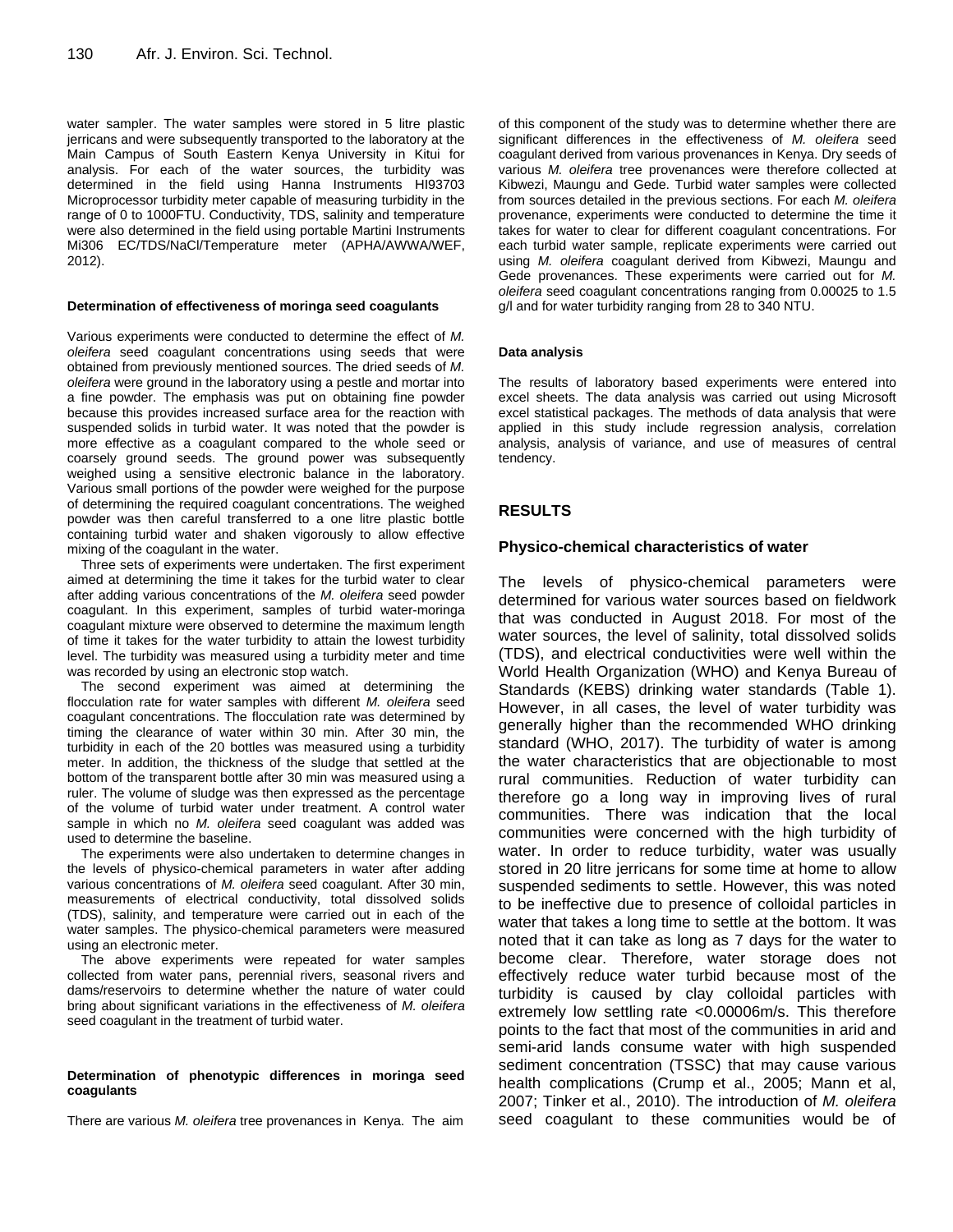water sampler. The water samples were stored in 5 litre plastic jerricans and were subsequently transported to the laboratory at the Main Campus of South Eastern Kenya University in Kitui for analysis. For each of the water sources, the turbidity was determined in the field using Hanna Instruments HI93703 Microprocessor turbidity meter capable of measuring turbidity in the range of 0 to 1000FTU. Conductivity, TDS, salinity and temperature were also determined in the field using portable Martini Instruments Mi306 EC/TDS/NaCl/Temperature meter (APHA/AWWA/WEF, 2012).

#### Determination of effectiveness of moringa seed coagulants

Various experiments were conducted to determine the effect of *M. oleifera* seed coagulant concentrations using seeds that were obtained from previously mentioned sources. The dried seeds of *M. oleifera* were ground in the laboratory using a pestle and mortar into a fine powder. The emphasis was put on obtaining fine powder because this provides increased surface area for the reaction with suspended solids in turbid water. It was noted that the powder is more effective as a coagulant compared to the whole seed or coarsely ground seeds. The ground power was subsequently weighed using a sensitive electronic balance in the laboratory. Various small portions of the powder were weighed for the purpose of determining the required coagulant concentrations. The weighed powder was then careful transferred to a one litre plastic bottle containing turbid water and shaken vigorously to allow effective mixing of the coagulant in the water.

Three sets of experiments were undertaken. The first experiment aimed at determining the time it takes for the turbid water to clear after adding various concentrations of the *M. oleifera* seed powder coagulant. In this experiment, samples of turbid water-moringa coagulant mixture were observed to determine the maximum length of time it takes for the water turbidity to attain the lowest turbidity level. The turbidity was measured using a turbidity meter and time was recorded by using an electronic stop watch.

The second experiment was aimed at determining the flocculation rate for water samples with different *M. oleifera* seed coagulant concentrations. The flocculation rate was determined by timing the clearance of water within 30 min. After 30 min, the turbidity in each of the 20 bottles was measured using a turbidity meter. In addition, the thickness of the sludge that settled at the bottom of the transparent bottle after 30 min was measured using a ruler. The volume of sludge was then expressed as the percentage of the volume of turbid water under treatment. A control water sample in which no *M. oleifera* seed coagulant was added was used to determine the baseline.

The experiments were also undertaken to determine changes in the levels of physico-chemical parameters in water after adding various concentrations of *M. oleifera* seed coagulant. After 30 min, measurements of electrical conductivity, total dissolved solids (TDS), salinity, and temperature were carried out in each of the water samples. The physico-chemical parameters were measured using an electronic meter.

The above experiments were repeated for water samples collected from water pans, perennial rivers, seasonal rivers and dams/reservoirs to determine whether the nature of water could bring about significant variations in the effectiveness of *M. oleifera* seed coagulant in the treatment of turbid water.

#### Determination of phenotypic differences in moringa seed coagulants

There are various *M. oleifera* tree provenances in Kenya. The aim of this component of the study was to determine whether there are significant differences in the effectiveness of *M. oleifera* seed coagulant derived from various provenances in Kenya. Dry seeds of various *M. oleifera* tree provenances were therefore collected at Kibwezi, Maungu and Gede. Turbid water samples were collected from sources detailed in the previous sections. For each *M. oleifera* provenance, experiments were conducted to determine the time it takes for water to clear for different coagulant concentrations. For each turbid water sample, replicate experiments were carried out using *M. oleifera* coagulant derived from Kibwezi, Maungu and Gede provenances. These experiments were carried out for *M. oleifera* seed coagulant concentrations ranging from 0.00025 to 1.5 g/l and for water turbidity ranging from 28 to 340 NTU.

#### Data analysis

The results of laboratory based experiments were entered into excel sheets. The data analysis was carried out using Microsoft excel statistical packages. The methods of data analysis that were applied in this study include regression analysis, correlation analysis, analysis of variance, and use of measures of central tendency.

## RESULTS

### Physico-chemical characteristics of water

The levels of physico-chemical parameters were determined for various water sources based on fieldwork that was conducted in August 2018. For most of the water sources, the level of salinity, total dissolved solids (TDS), and electrical conductivities were well within the World Health Organization (WHO) and Kenya Bureau of Standards (KEBS) drinking water standards (Table 1). However, in all cases, the level of water turbidity was generally higher than the recommended WHO drinking standard (WHO, 2017). The turbidity of water is among the water characteristics that are objectionable to most rural communities. Reduction of water turbidity can therefore go a long way in improving lives of rural communities. There was indication that the local communities were concerned with the high turbidity of water. In order to reduce turbidity, water was usually stored in 20 litre jerricans for some time at home to allow suspended sediments to settle. However, this was noted to be ineffective due to presence of colloidal particles in water that takes a long time to settle at the bottom. It was noted that it can take as long as 7 days for the water to become clear. Therefore, water storage does not effectively reduce water turbid because most of the turbidity is caused by clay colloidal particles with extremely low settling rate <0.00006m/s. This therefore points to the fact that most of the communities in arid and semi-arid lands consume water with high suspended sediment concentration (TSSC) that may cause various health complications (Crump et al., 2005; Mann et al, 2007; Tinker et al., 2010). The introduction of *M. oleifera* seed coagulant to these communities would be of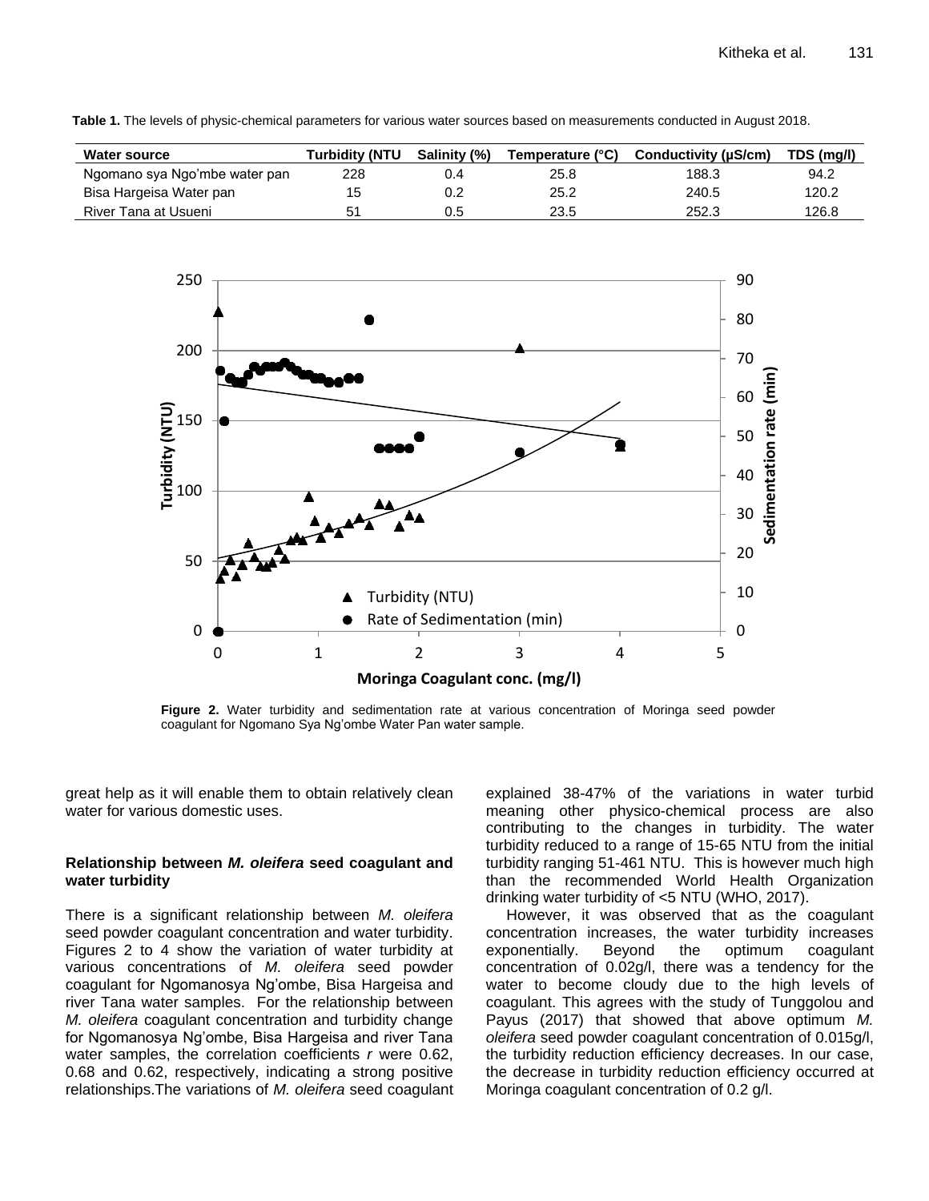**Table 1.** The levels of physic-chemical parameters for various water sources based on measurements conducted in August 2018.

| Water source | Turbidity (NTU | Salinity (%) | Temperature (°C) | Conductivity (µS/cm) | TDS (mg/l) |
|---|---|---|---|---|---|
| Ngomano sya Ngo'mbe water pan | 228 | 0.4 | 25.8 | 188.3 | 94.2 |
| Bisa Hargeisa Water pan | 15 | 0.2 | 25.2 | 240.5 | 120.2 |
| River Tana at Usueni | 51 | 0.5 | 23.5 | 252.3 | 126.8 |

**Figure 2.** Water turbidity and sedimentation rate at various concentration of Moringa seed powder coagulant for Ngomano Sya Ng'ombe Water Pan water sample.

great help as it will enable them to obtain relatively clean water for various domestic uses.

### Relationship between *M. oleifera* seed coagulant and water turbidity

There is a significant relationship between *M. oleifera* seed powder coagulant concentration and water turbidity. Figures 2 to 4 show the variation of water turbidity at various concentrations of *M. oleifera* seed powder coagulant for Ngomanosya Ng'ombe, Bisa Hargeisa and river Tana water samples. For the relationship between *M. oleifera* coagulant concentration and turbidity change for Ngomanosya Ng'ombe, Bisa Hargeisa and river Tana water samples, the correlation coefficients *r* were 0.62, 0.68 and 0.62, respectively, indicating a strong positive relationships.The variations of *M. oleifera* seed coagulant explained 38-47% of the variations in water turbid meaning other physico-chemical process are also contributing to the changes in turbidity. The water turbidity reduced to a range of 15-65 NTU from the initial turbidity ranging 51-461 NTU. This is however much high than the recommended World Health Organization drinking water turbidity of <5 NTU (WHO, 2017).

However, it was observed that as the coagulant concentration increases, the water turbidity increases exponentially. Beyond the optimum coagulant concentration of 0.02g/l, there was a tendency for the water to become cloudy due to the high levels of coagulant. This agrees with the study of Tunggolou and Payus (2017) that showed that above optimum *M. oleifera* seed powder coagulant concentration of 0.015g/l, the turbidity reduction efficiency decreases. In our case, the decrease in turbidity reduction efficiency occurred at Moringa coagulant concentration of 0.2 g/l.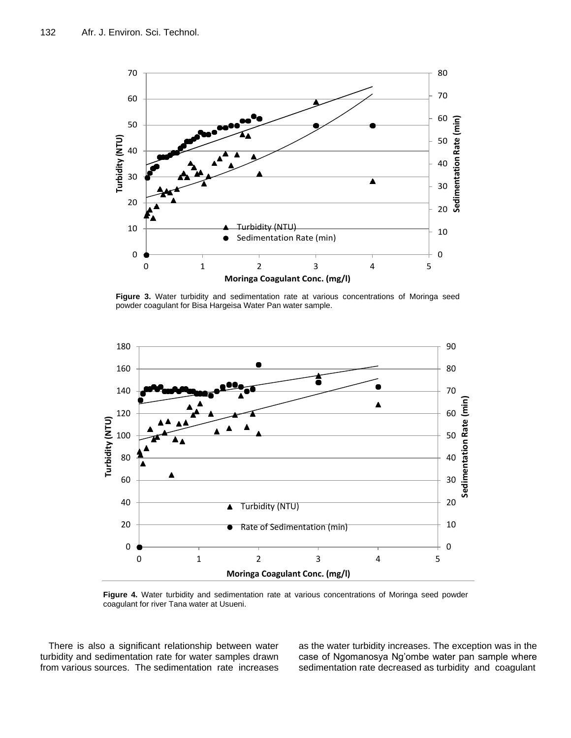**Figure 3.** Water turbidity and sedimentation rate at various concentrations of Moringa seed powder coagulant for Bisa Hargeisa Water Pan water sample.

**Figure 4.** Water turbidity and sedimentation rate at various concentrations of Moringa seed powder coagulant for river Tana water at Usueni.

There is also a significant relationship between water turbidity and sedimentation rate for water samples drawn from various sources. The sedimentation rate increases as the water turbidity increases. The exception was in the case of Ngomanosya Ng'ombe water pan sample where sedimentation rate decreased as turbidity and coagulant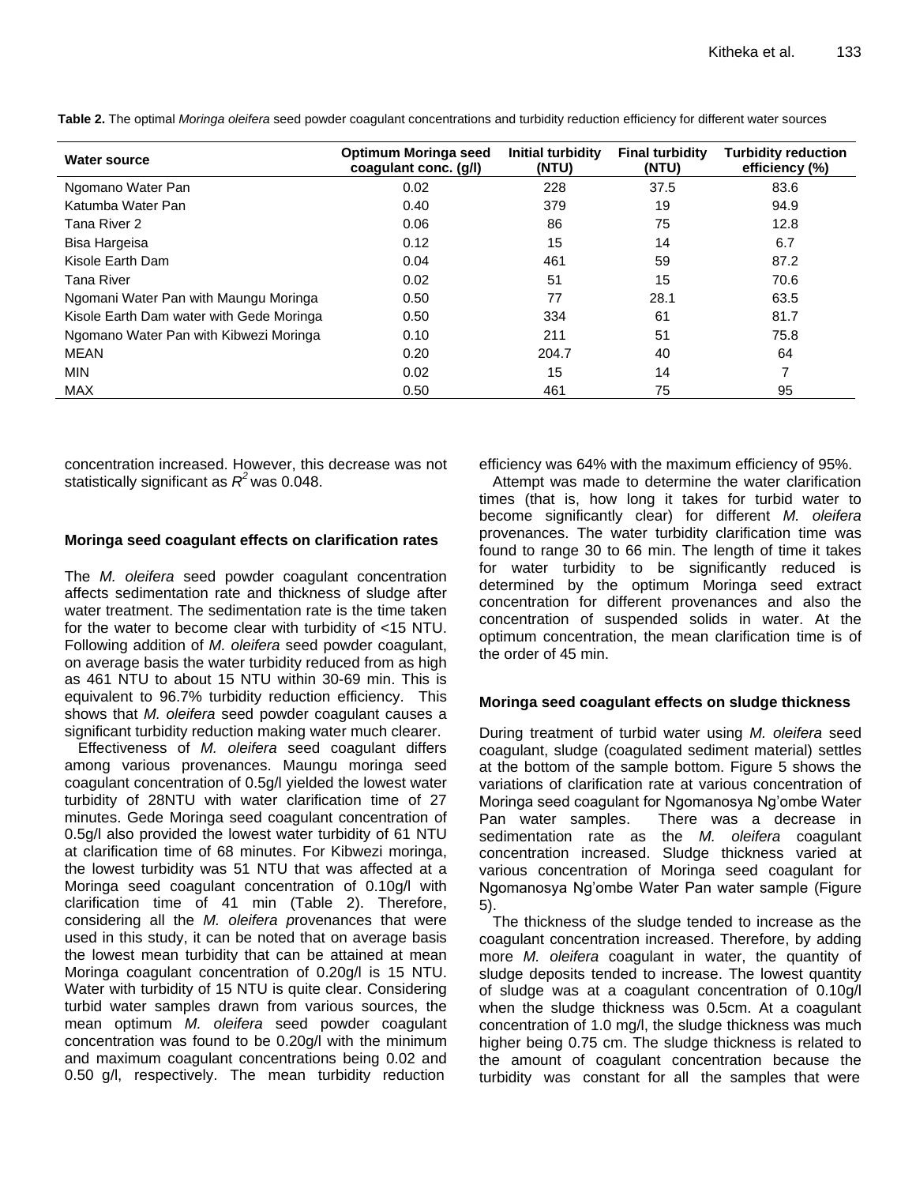**Table 2.** The optimal *Moringa oleifera* seed powder coagulant concentrations and turbidity reduction efficiency for different water sources

| Water source | Optimum Moringa seed coagulant conc. (g/l) | Initial turbidity (NTU) | Final turbidity (NTU) | Turbidity reduction efficiency (%) |
|---|---|---|---|---|
| Ngomano Water Pan | 0.02 | 228 | 37.5 | 83.6 |
| Katumba Water Pan | 0.40 | 379 | 19 | 94.9 |
| Tana River 2 | 0.06 | 86 | 75 | 12.8 |
| Bisa Hargeisa | 0.12 | 15 | 14 | 6.7 |
| Kisole Earth Dam | 0.04 | 461 | 59 | 87.2 |
| Tana River | 0.02 | 51 | 15 | 70.6 |
| Ngomani Water Pan with Maungu Moringa | 0.50 | 77 | 28.1 | 63.5 |
| Kisole Earth Dam water with Gede Moringa | 0.50 | 334 | 61 | 81.7 |
| Ngomano Water Pan with Kibwezi Moringa | 0.10 | 211 | 51 | 75.8 |
| MEAN | 0.20 | 204.7 | 40 | 64 |
| MIN | 0.02 | 15 | 14 | 7 |
| MAX | 0.50 | 461 | 75 | 95 |

concentration increased. However, this decrease was not statistically significant as $R^2$ was 0.048.

### Moringa seed coagulant effects on clarification rates

The *M. oleifera* seed powder coagulant concentration affects sedimentation rate and thickness of sludge after water treatment. The sedimentation rate is the time taken for the water to become clear with turbidity of <15 NTU. Following addition of *M. oleifera* seed powder coagulant, on average basis the water turbidity reduced from as high as 461 NTU to about 15 NTU within 30-69 min. This is equivalent to 96.7% turbidity reduction efficiency. This shows that *M. oleifera* seed powder coagulant causes a significant turbidity reduction making water much clearer.

Effectiveness of *M. oleifera* seed coagulant differs among various provenances. Maungu moringa seed coagulant concentration of 0.5g/l yielded the lowest water turbidity of 28NTU with water clarification time of 27 minutes. Gede Moringa seed coagulant concentration of 0.5g/l also provided the lowest water turbidity of 61 NTU at clarification time of 68 minutes. For Kibwezi moringa, the lowest turbidity was 51 NTU that was affected at a Moringa seed coagulant concentration of 0.10g/l with clarification time of 41 min (Table 2). Therefore, considering all the *M. oleifera p*rovenances that were used in this study, it can be noted that on average basis the lowest mean turbidity that can be attained at mean Moringa coagulant concentration of 0.20g/l is 15 NTU. Water with turbidity of 15 NTU is quite clear. Considering turbid water samples drawn from various sources, the mean optimum *M. oleifera* seed powder coagulant concentration was found to be 0.20g/l with the minimum and maximum coagulant concentrations being 0.02 and 0.50 g/l, respectively. The mean turbidity reduction efficiency was 64% with the maximum efficiency of 95%.

Attempt was made to determine the water clarification times (that is, how long it takes for turbid water to become significantly clear) for different *M. oleifera* provenances. The water turbidity clarification time was found to range 30 to 66 min. The length of time it takes for water turbidity to be significantly reduced is determined by the optimum Moringa seed extract concentration for different provenances and also the concentration of suspended solids in water. At the optimum concentration, the mean clarification time is of the order of 45 min.

### Moringa seed coagulant effects on sludge thickness

During treatment of turbid water using *M. oleifera* seed coagulant, sludge (coagulated sediment material) settles at the bottom of the sample bottom. Figure 5 shows the variations of clarification rate at various concentration of Moringa seed coagulant for Ngomanosya Ng'ombe Water Pan water samples. There was a decrease in sedimentation rate as the *M. oleifera* coagulant concentration increased. Sludge thickness varied at various concentration of Moringa seed coagulant for Ngomanosya Ng'ombe Water Pan water sample (Figure 5).

The thickness of the sludge tended to increase as the coagulant concentration increased. Therefore, by adding more *M. oleifera* coagulant in water, the quantity of sludge deposits tended to increase. The lowest quantity of sludge was at a coagulant concentration of 0.10g/l when the sludge thickness was 0.5cm. At a coagulant concentration of 1.0 mg/l, the sludge thickness was much higher being 0.75 cm. The sludge thickness is related to the amount of coagulant concentration because the turbidity was constant for all the samples that were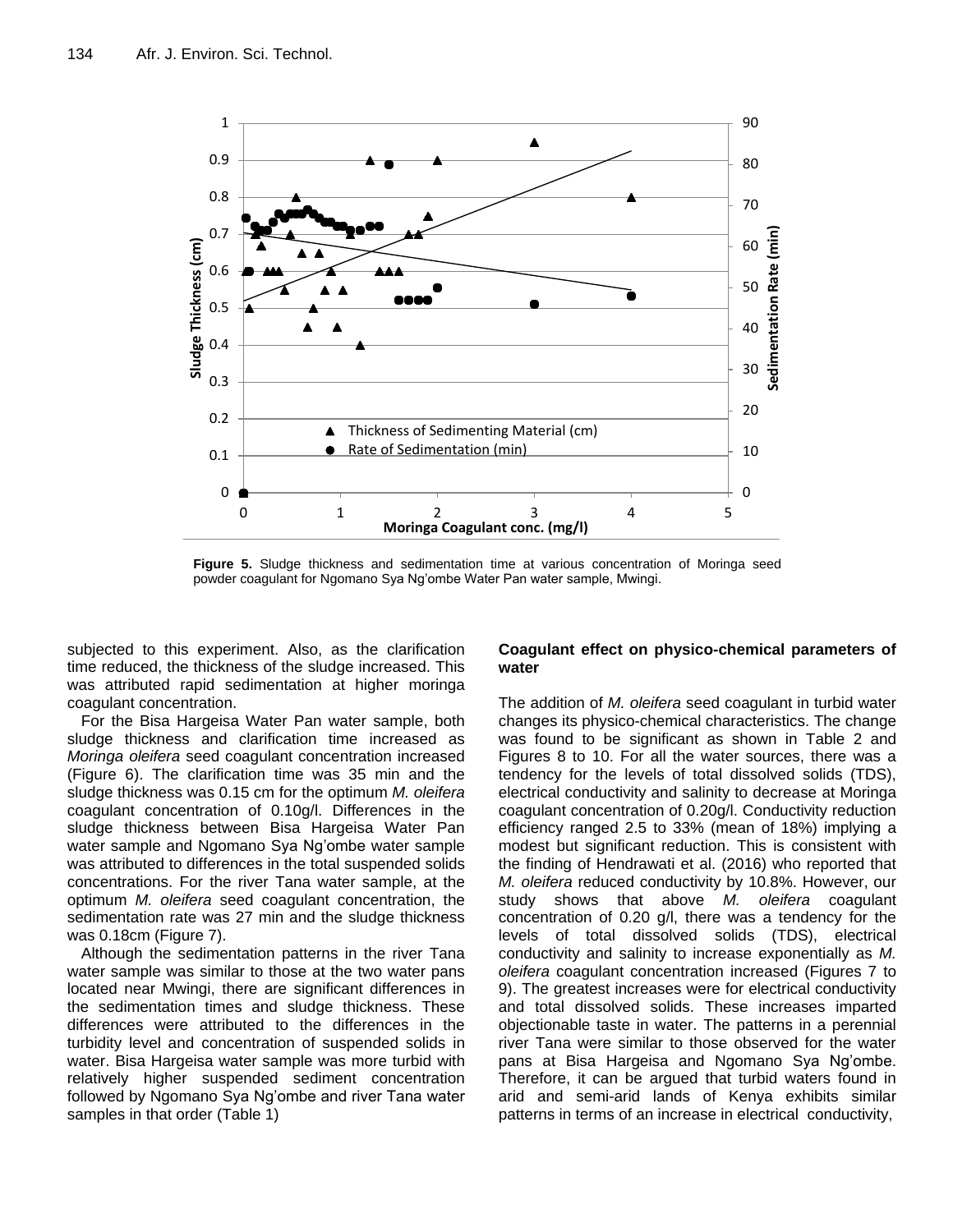Figure 5. Sludge thickness and sedimentation time at various concentration of Moringa seed powder coagulant for Ngomano Sya Ng'ombe Water Pan water sample, Mwingi.

subjected to this experiment. Also, as the clarification time reduced, the thickness of the sludge increased. This was attributed rapid sedimentation at higher moringa coagulant concentration.

For the Bisa Hargeisa Water Pan water sample, both sludge thickness and clarification time increased as *Moringa oleifera* seed coagulant concentration increased (Figure 6). The clarification time was 35 min and the sludge thickness was 0.15 cm for the optimum *M. oleifera* coagulant concentration of 0.10g/l. Differences in the sludge thickness between Bisa Hargeisa Water Pan water sample and Ngomano Sya Ng'ombe water sample was attributed to differences in the total suspended solids concentrations. For the river Tana water sample, at the optimum *M. oleifera* seed coagulant concentration, the sedimentation rate was 27 min and the sludge thickness was 0.18cm (Figure 7).

Although the sedimentation patterns in the river Tana water sample was similar to those at the two water pans located near Mwingi, there are significant differences in the sedimentation times and sludge thickness. These differences were attributed to the differences in the turbidity level and concentration of suspended solids in water. Bisa Hargeisa water sample was more turbid with relatively higher suspended sediment concentration followed by Ngomano Sya Ng'ombe and river Tana water samples in that order (Table 1)

**Coagulant effect on physico-chemical parameters of water**

The addition of *M. oleifera* seed coagulant in turbid water changes its physico-chemical characteristics. The change was found to be significant as shown in Table 2 and Figures 8 to 10. For all the water sources, there was a tendency for the levels of total dissolved solids (TDS), electrical conductivity and salinity to decrease at Moringa coagulant concentration of 0.20g/l. Conductivity reduction efficiency ranged 2.5 to 33% (mean of 18%) implying a modest but significant reduction. This is consistent with the finding of Hendrawati et al. (2016) who reported that *M. oleifera* reduced conductivity by 10.8%. However, our study shows that above *M. oleifera* coagulant concentration of 0.20 g/l, there was a tendency for the levels of total dissolved solids (TDS), electrical conductivity and salinity to increase exponentially as *M. oleifera* coagulant concentration increased (Figures 7 to 9). The greatest increases were for electrical conductivity and total dissolved solids. These increases imparted objectionable taste in water. The patterns in a perennial river Tana were similar to those observed for the water pans at Bisa Hargeisa and Ngomano Sya Ng'ombe. Therefore, it can be argued that turbid waters found in arid and semi-arid lands of Kenya exhibits similar patterns in terms of an increase in electrical conductivity,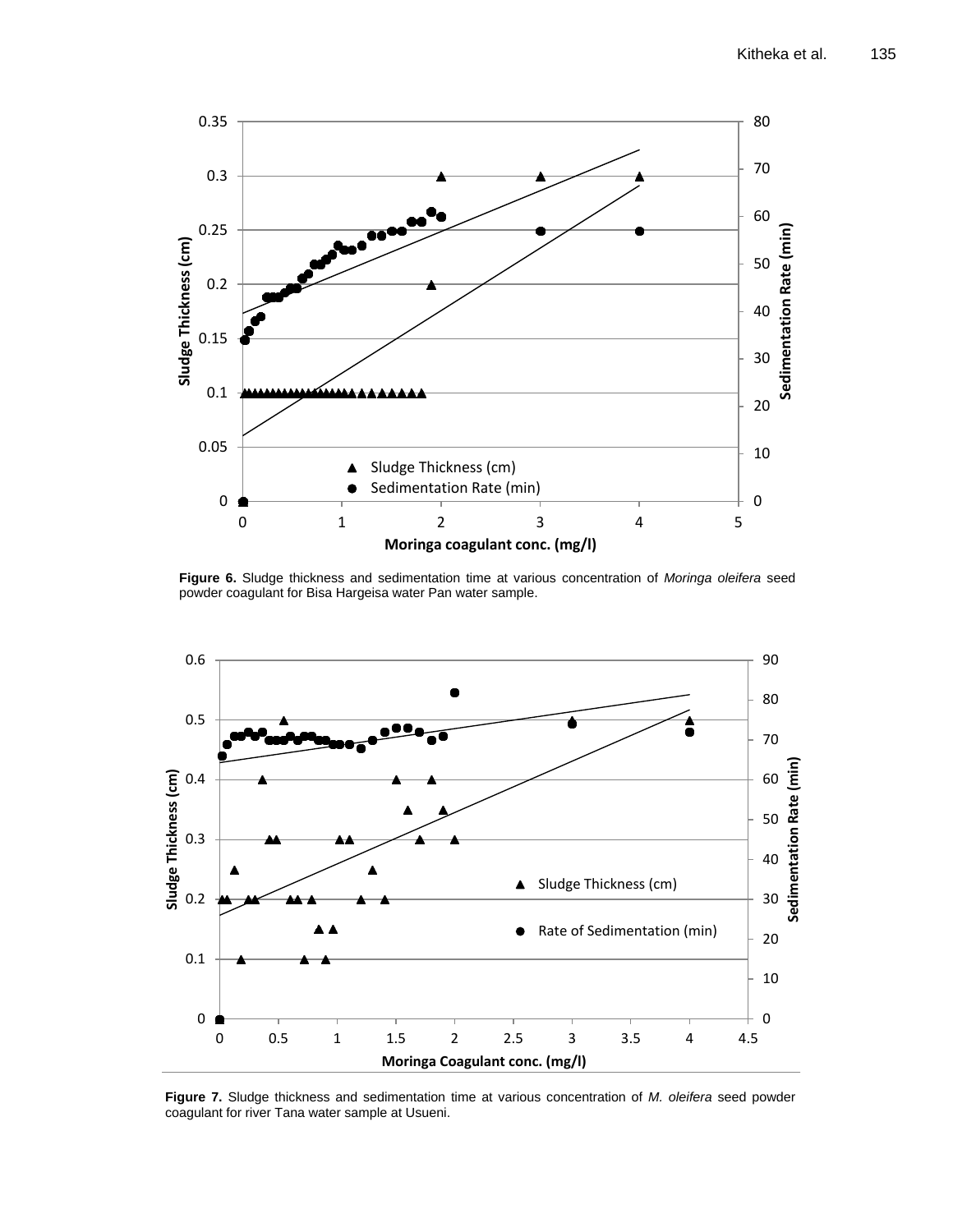**Figure 6.** Sludge thickness and sedimentation time at various concentration of *Moringa oleifera* seed powder coagulant for Bisa Hargeisa water Pan water sample.

**Figure 7.** Sludge thickness and sedimentation time at various concentration of *M. oleifera* seed powder coagulant for river Tana water sample at Usueni.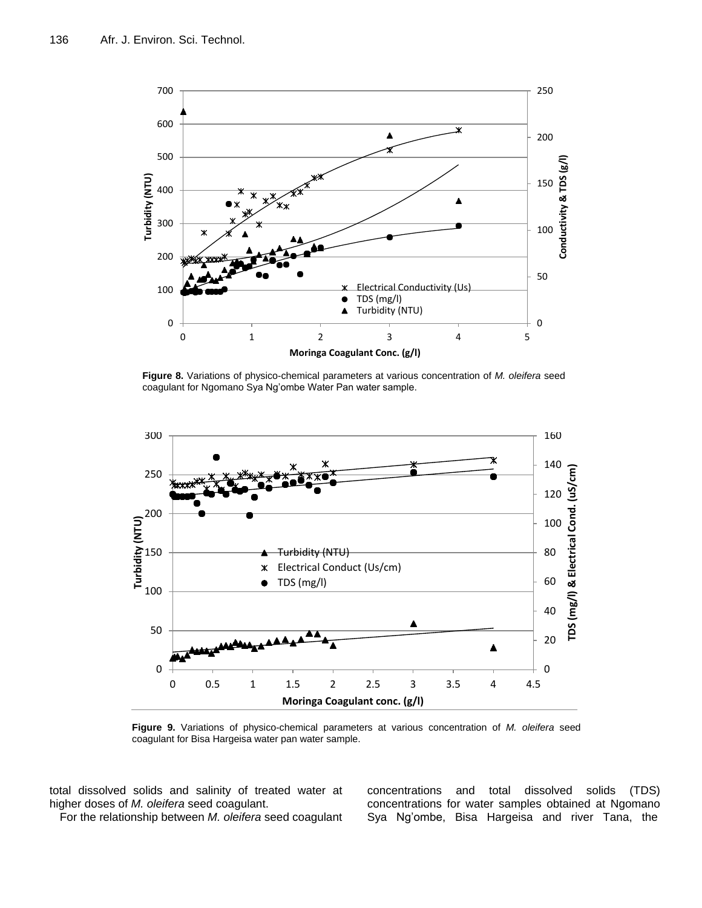**Figure 8.** Variations of physico-chemical parameters at various concentration of *M. oleifera* seed coagulant for Ngomano Sya Ng'ombe Water Pan water sample.

**Figure 9.** Variations of physico-chemical parameters at various concentration of *M. oleifera* seed coagulant for Bisa Hargeisa water pan water sample.

total dissolved solids and salinity of treated water at higher doses of *M. oleifera* seed coagulant.

For the relationship between *M. oleifera* seed coagulant concentrations and total dissolved solids (TDS) concentrations for water samples obtained at Ngomano Sya Ng'ombe, Bisa Hargeisa and river Tana, the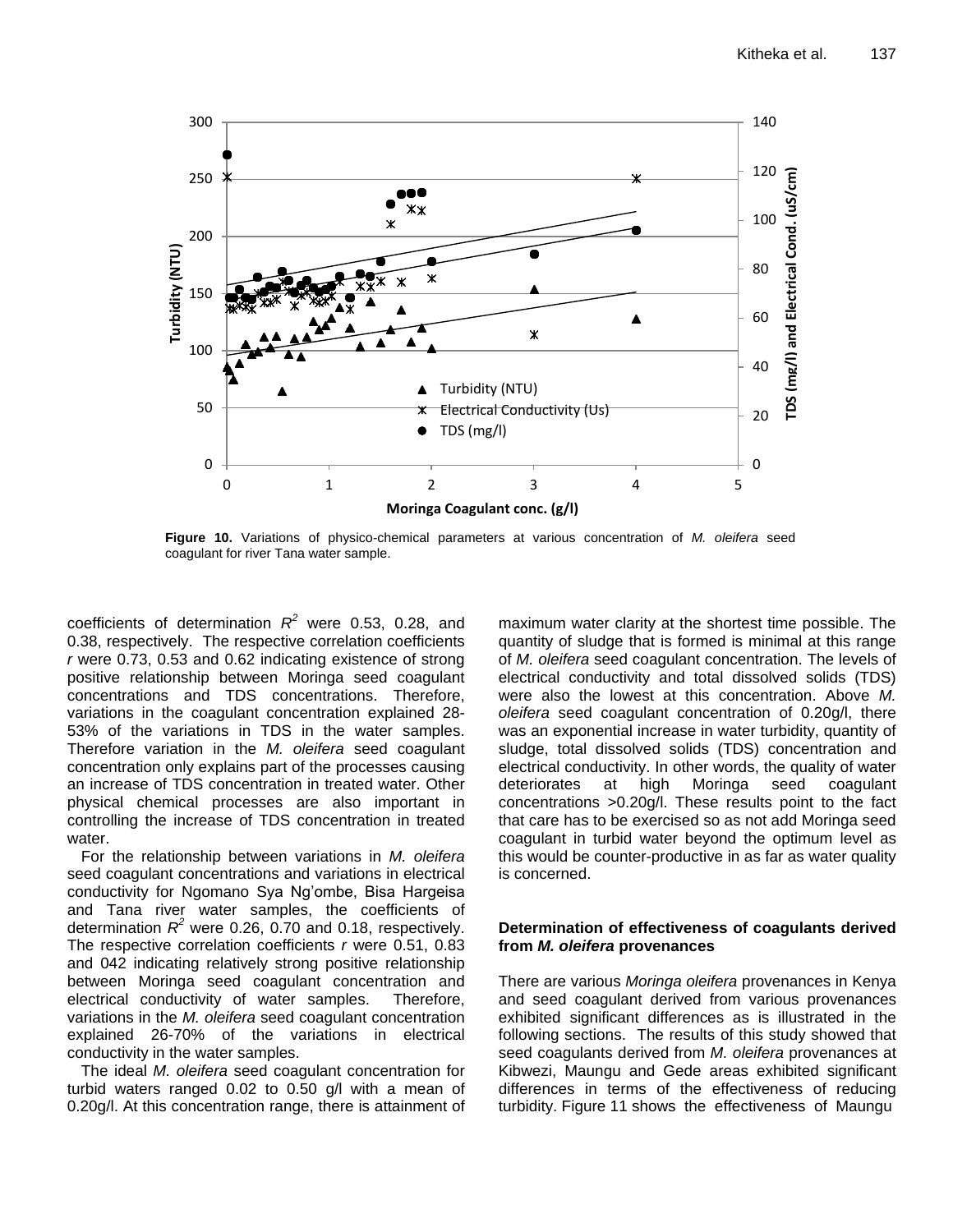**Figure 10.** Variations of physico-chemical parameters at various concentration of *M. oleifera* seed coagulant for river Tana water sample.

coefficients of determination $R^2$ were 0.53, 0.28, and 0.38, respectively. The respective correlation coefficients *r* were 0.73, 0.53 and 0.62 indicating existence of strong positive relationship between Moringa seed coagulant concentrations and TDS concentrations. Therefore, variations in the coagulant concentration explained 28-53% of the variations in TDS in the water samples. Therefore variation in the *M. oleifera* seed coagulant concentration only explains part of the processes causing an increase of TDS concentration in treated water. Other physical chemical processes are also important in controlling the increase of TDS concentration in treated water.

For the relationship between variations in *M. oleifera* seed coagulant concentrations and variations in electrical conductivity for Ngomano Sya Ng'ombe, Bisa Hargeisa and Tana river water samples, the coefficients of determination $R^2$ were 0.26, 0.70 and 0.18, respectively. The respective correlation coefficients *r* were 0.51, 0.83 and 042 indicating relatively strong positive relationship between Moringa seed coagulant concentration and electrical conductivity of water samples. Therefore, variations in the *M. oleifera* seed coagulant concentration explained 26-70% of the variations in electrical conductivity in the water samples.

The ideal *M. oleifera* seed coagulant concentration for turbid waters ranged 0.02 to 0.50 g/l with a mean of 0.20g/l. At this concentration range, there is attainment of maximum water clarity at the shortest time possible. The quantity of sludge that is formed is minimal at this range of *M. oleifera* seed coagulant concentration. The levels of electrical conductivity and total dissolved solids (TDS) were also the lowest at this concentration. Above *M. oleifera* seed coagulant concentration of 0.20g/l, there was an exponential increase in water turbidity, quantity of sludge, total dissolved solids (TDS) concentration and electrical conductivity. In other words, the quality of water deteriorates at high Moringa seed coagulant concentrations >0.20g/l. These results point to the fact that care has to be exercised so as not add Moringa seed coagulant in turbid water beyond the optimum level as this would be counter-productive in as far as water quality is concerned.

### Determination of effectiveness of coagulants derived from *M. oleifera* provenances

There are various *Moringa oleifera* provenances in Kenya and seed coagulant derived from various provenances exhibited significant differences as is illustrated in the following sections. The results of this study showed that seed coagulants derived from *M. oleifera* provenances at Kibwezi, Maungu and Gede areas exhibited significant differences in terms of the effectiveness of reducing turbidity. Figure 11 shows the effectiveness of Maungu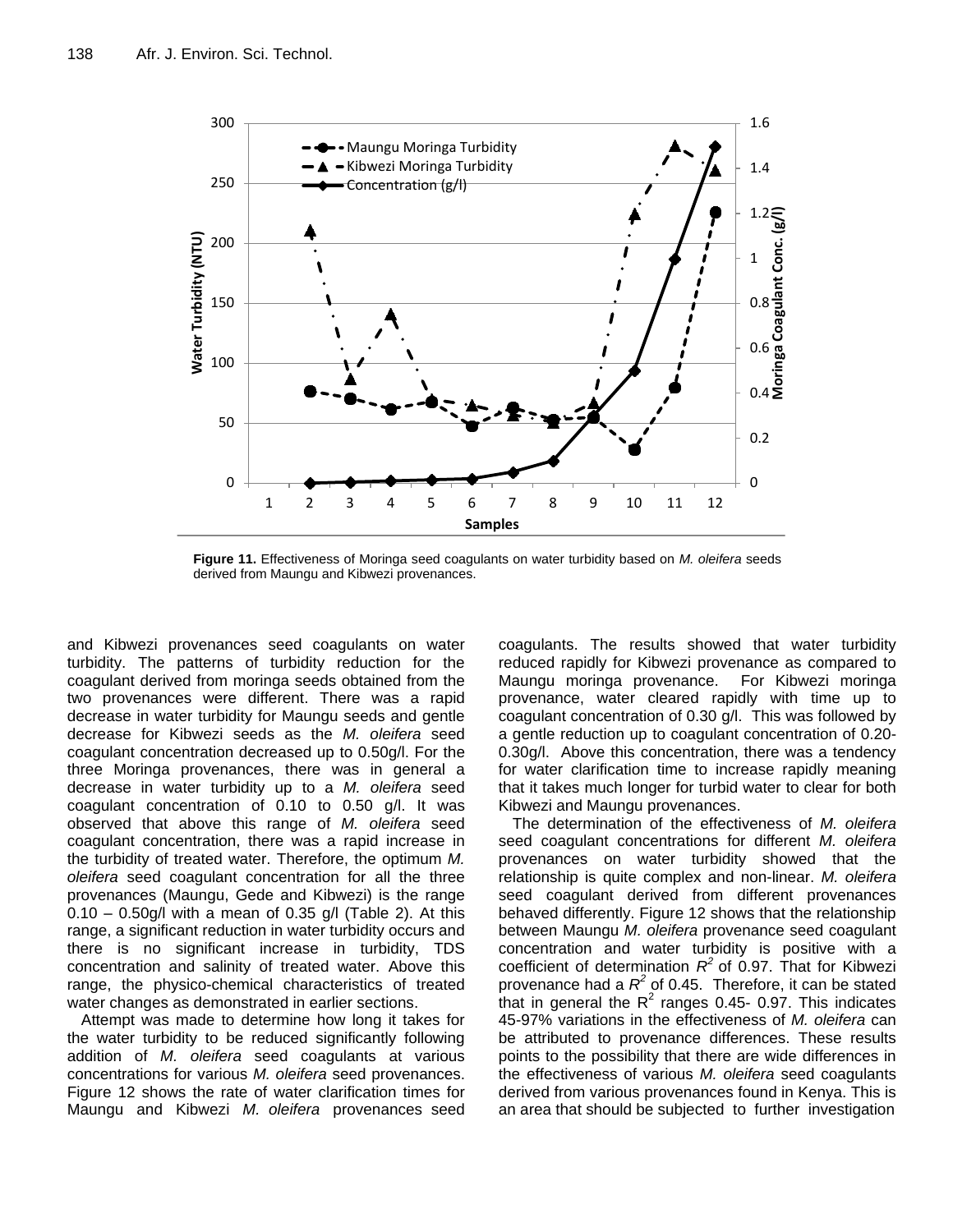**Figure 11.** Effectiveness of Moringa seed coagulants on water turbidity based on *M. oleifera* seeds derived from Maungu and Kibwezi provenances.

and Kibwezi provenances seed coagulants on water turbidity. The patterns of turbidity reduction for the coagulant derived from moringa seeds obtained from the two provenances were different. There was a rapid decrease in water turbidity for Maungu seeds and gentle decrease for Kibwezi seeds as the *M. oleifera* seed coagulant concentration decreased up to 0.50g/l. For the three Moringa provenances, there was in general a decrease in water turbidity up to a *M. oleifera* seed coagulant concentration of 0.10 to 0.50 g/l. It was observed that above this range of *M. oleifera* seed coagulant concentration, there was a rapid increase in the turbidity of treated water. Therefore, the optimum *M. oleifera* seed coagulant concentration for all the three provenances (Maungu, Gede and Kibwezi) is the range 0.10 – 0.50g/l with a mean of 0.35 g/l (Table 2). At this range, a significant reduction in water turbidity occurs and there is no significant increase in turbidity, TDS concentration and salinity of treated water. Above this range, the physico-chemical characteristics of treated water changes as demonstrated in earlier sections.

Attempt was made to determine how long it takes for the water turbidity to be reduced significantly following addition of *M. oleifera* seed coagulants at various concentrations for various *M. oleifera* seed provenances. Figure 12 shows the rate of water clarification times for Maungu and Kibwezi *M. oleifera* provenances seed coagulants. The results showed that water turbidity reduced rapidly for Kibwezi provenance as compared to Maungu moringa provenance. For Kibwezi moringa provenance, water cleared rapidly with time up to coagulant concentration of 0.30 g/l. This was followed by a gentle reduction up to coagulant concentration of 0.20-0.30g/l. Above this concentration, there was a tendency for water clarification time to increase rapidly meaning that it takes much longer for turbid water to clear for both Kibwezi and Maungu provenances.

The determination of the effectiveness of *M. oleifera* seed coagulant concentrations for different *M. oleifera* provenances on water turbidity showed that the relationship is quite complex and non-linear. *M. oleifera* seed coagulant derived from different provenances behaved differently. Figure 12 shows that the relationship between Maungu *M. oleifera* provenance seed coagulant concentration and water turbidity is positive with a coefficient of determination $R^2$ of 0.97. That for Kibwezi provenance had a $R^2$ of 0.45. Therefore, it can be stated that in general the $R^2$ ranges 0.45- 0.97. This indicates 45-97% variations in the effectiveness of *M. oleifera* can be attributed to provenance differences. These results points to the possibility that there are wide differences in the effectiveness of various *M. oleifera* seed coagulants derived from various provenances found in Kenya. This is an area that should be subjected to further investigation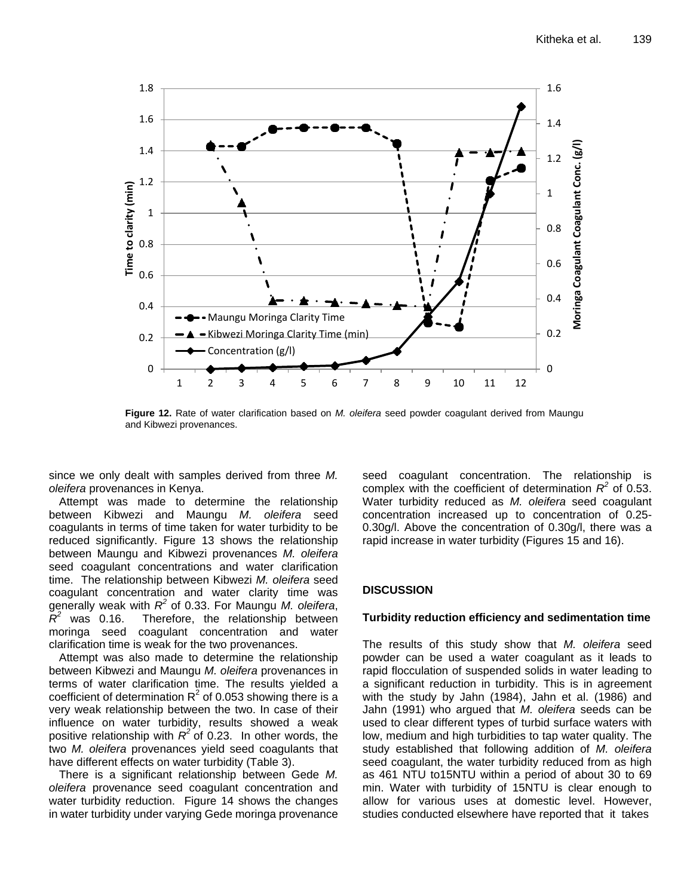**Figure 12.** Rate of water clarification based on *M. oleifera* seed powder coagulant derived from Maungu and Kibwezi provenances.

since we only dealt with samples derived from three *M. oleifera* provenances in Kenya.

Attempt was made to determine the relationship between Kibwezi and Maungu *M. oleifera* seed coagulants in terms of time taken for water turbidity to be reduced significantly. Figure 13 shows the relationship between Maungu and Kibwezi provenances *M. oleifera* seed coagulant concentrations and water clarification time. The relationship between Kibwezi *M. oleifera* seed coagulant concentration and water clarity time was generally weak with $R^2$ of 0.33. For Maungu *M. oleifera*, $R^2$ was 0.16. Therefore, the relationship between moringa seed coagulant concentration and water clarification time is weak for the two provenances.

Attempt was also made to determine the relationship between Kibwezi and Maungu *M. oleifera* provenances in terms of water clarification time. The results yielded a coefficient of determination $R^2$ of 0.053 showing there is a very weak relationship between the two. In case of their influence on water turbidity, results showed a weak positive relationship with $R^2$ of 0.23. In other words, the two *M. oleifera* provenances yield seed coagulants that have different effects on water turbidity (Table 3).

There is a significant relationship between Gede *M. oleifera* provenance seed coagulant concentration and water turbidity reduction. Figure 14 shows the changes in water turbidity under varying Gede moringa provenance seed coagulant concentration. The relationship is complex with the coefficient of determination $R^2$ of 0.53. Water turbidity reduced as *M. oleifera* seed coagulant concentration increased up to concentration of 0.25-0.30g/l. Above the concentration of 0.30g/l, there was a rapid increase in water turbidity (Figures 15 and 16).

## DISCUSSION

### Turbidity reduction efficiency and sedimentation time

The results of this study show that *M. oleifera* seed powder can be used a water coagulant as it leads to rapid flocculation of suspended solids in water leading to a significant reduction in turbidity. This is in agreement with the study by Jahn (1984), Jahn et al. (1986) and Jahn (1991) who argued that *M. oleifera* seeds can be used to clear different types of turbid surface waters with low, medium and high turbidities to tap water quality. The study established that following addition of *M. oleifera* seed coagulant, the water turbidity reduced from as high as 461 NTU to15NTU within a period of about 30 to 69 min. Water with turbidity of 15NTU is clear enough to allow for various uses at domestic level. However, studies conducted elsewhere have reported that it takes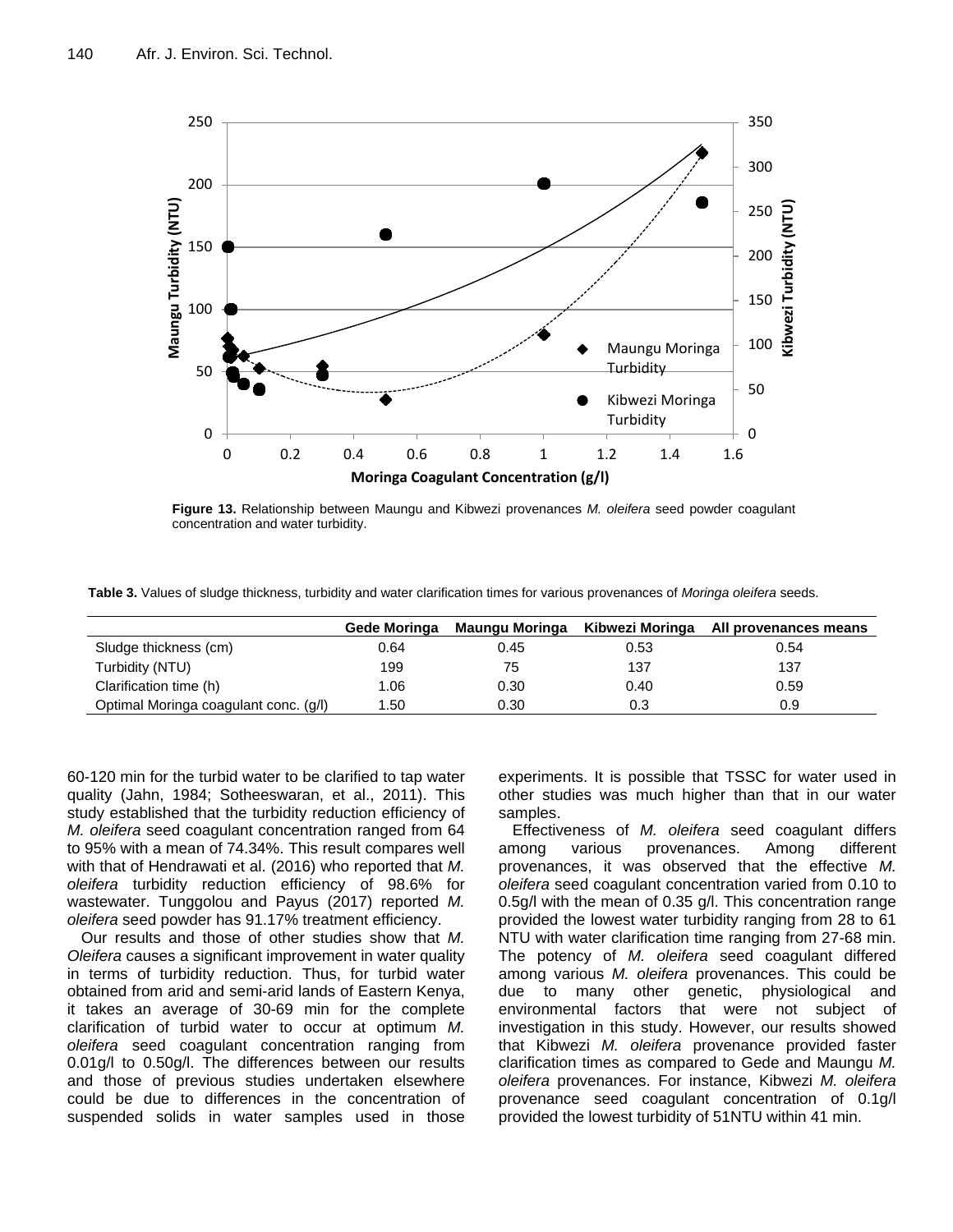Figure 13. Relationship between Maungu and Kibwezi provenances *M. oleifera* seed powder coagulant concentration and water turbidity.

**Table 3.** Values of sludge thickness, turbidity and water clarification times for various provenances of *Moringa oleifera* seeds.

| | Gede Moringa | Maungu Moringa | Kibwezi Moringa | All provenances means |
|---|---|---|---|---|
| Sludge thickness (cm) | 0.64 | 0.45 | 0.53 | 0.54 |
| Turbidity (NTU) | 199 | 75 | 137 | 137 |
| Clarification time (h) | 1.06 | 0.30 | 0.40 | 0.59 |
| Optimal Moringa coagulant conc. (g/l) | 1.50 | 0.30 | 0.3 | 0.9 |

60-120 min for the turbid water to be clarified to tap water quality (Jahn, 1984; Sotheeswaran, et al., 2011). This study established that the turbidity reduction efficiency of *M. oleifera* seed coagulant concentration ranged from 64 to 95% with a mean of 74.34%. This result compares well with that of Hendrawati et al. (2016) who reported that *M. oleifera* turbidity reduction efficiency of 98.6% for wastewater. Tunggolou and Payus (2017) reported *M. oleifera* seed powder has 91.17% treatment efficiency.

Our results and those of other studies show that *M. Oleifera* causes a significant improvement in water quality in terms of turbidity reduction. Thus, for turbid water obtained from arid and semi-arid lands of Eastern Kenya, it takes an average of 30-69 min for the complete clarification of turbid water to occur at optimum *M. oleifera* seed coagulant concentration ranging from 0.01g/l to 0.50g/l. The differences between our results and those of previous studies undertaken elsewhere could be due to differences in the concentration of suspended solids in water samples used in those experiments. It is possible that TSSC for water used in other studies was much higher than that in our water samples.

Effectiveness of *M. oleifera* seed coagulant differs among various provenances. Among different provenances, it was observed that the effective *M. oleifera* seed coagulant concentration varied from 0.10 to 0.5g/l with the mean of 0.35 g/l. This concentration range provided the lowest water turbidity ranging from 28 to 61 NTU with water clarification time ranging from 27-68 min. The potency of *M. oleifera* seed coagulant differed among various *M. oleifera* provenances. This could be due to many other genetic, physiological and environmental factors that were not subject of investigation in this study. However, our results showed that Kibwezi *M. oleifera* provenance provided faster clarification times as compared to Gede and Maungu *M. oleifera* provenances. For instance, Kibwezi *M. oleifera* provenance seed coagulant concentration of 0.1g/l provided the lowest turbidity of 51NTU within 41 min.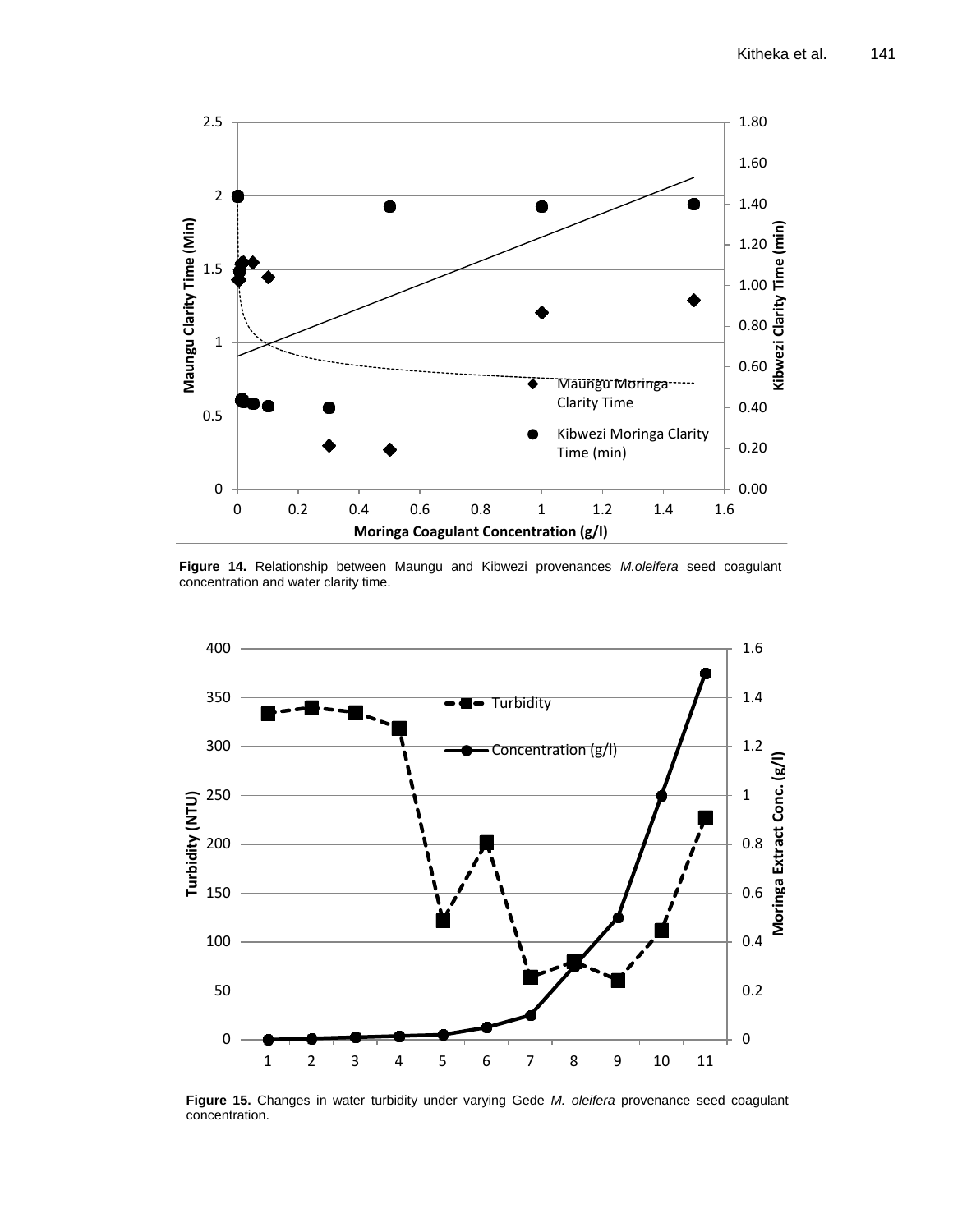**Figure 14.** Relationship between Maungu and Kibwezi provenances *M.oleifera* seed coagulant concentration and water clarity time.

**Figure 15.** Changes in water turbidity under varying Gede *M. oleifera* provenance seed coagulant concentration.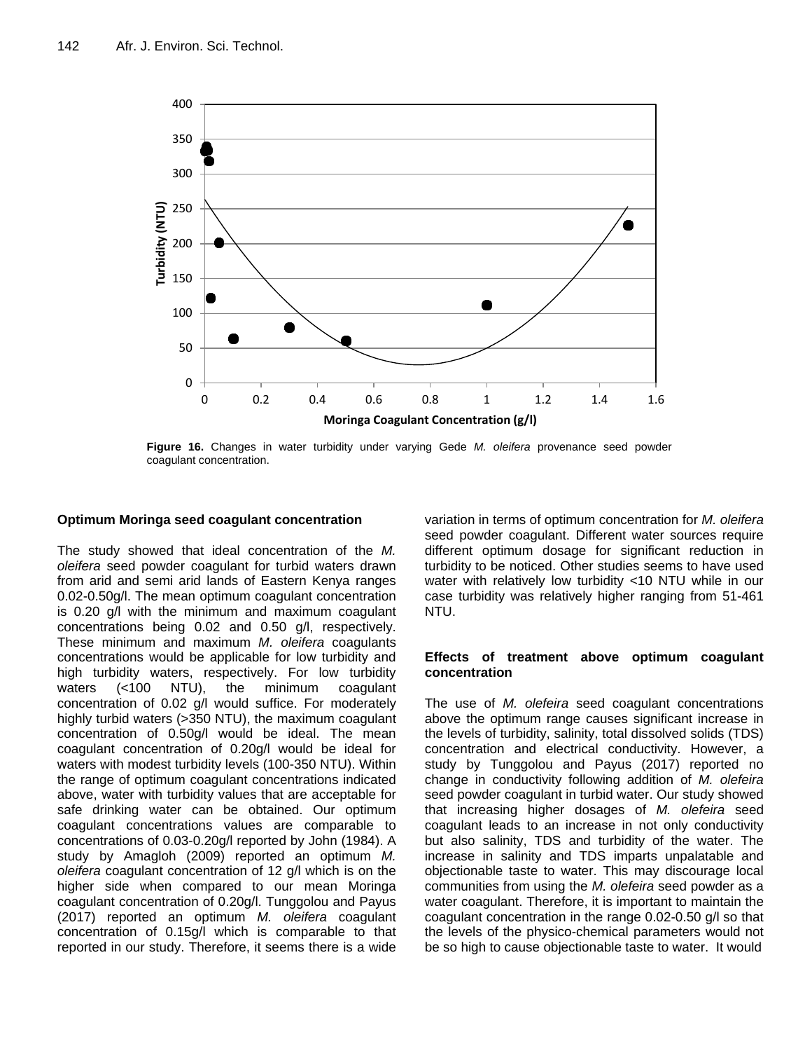Figure 16. Changes in water turbidity under varying Gede *M. oleifera* provenance seed powder coagulant concentration.

### Optimum Moringa seed coagulant concentration

The study showed that ideal concentration of the *M. oleifera* seed powder coagulant for turbid waters drawn from arid and semi arid lands of Eastern Kenya ranges 0.02-0.50g/l. The mean optimum coagulant concentration is 0.20 g/l with the minimum and maximum coagulant concentrations being 0.02 and 0.50 g/l, respectively. These minimum and maximum *M. oleifera* coagulants concentrations would be applicable for low turbidity and high turbidity waters, respectively. For low turbidity waters (<100 NTU), the minimum coagulant concentration of 0.02 g/l would suffice. For moderately highly turbid waters (>350 NTU), the maximum coagulant concentration of 0.50g/l would be ideal. The mean coagulant concentration of 0.20g/l would be ideal for waters with modest turbidity levels (100-350 NTU). Within the range of optimum coagulant concentrations indicated above, water with turbidity values that are acceptable for safe drinking water can be obtained. Our optimum coagulant concentrations values are comparable to concentrations of 0.03-0.20g/l reported by John (1984). A study by Amagloh (2009) reported an optimum *M. oleifera* coagulant concentration of 12 g/l which is on the higher side when compared to our mean Moringa coagulant concentration of 0.20g/l. Tunggolou and Payus (2017) reported an optimum *M. oleifera* coagulant concentration of 0.15g/l which is comparable to that reported in our study. Therefore, it seems there is a wide variation in terms of optimum concentration for *M. oleifera* seed powder coagulant. Different water sources require different optimum dosage for significant reduction in turbidity to be noticed. Other studies seems to have used water with relatively low turbidity <10 NTU while in our case turbidity was relatively higher ranging from 51-461 NTU.

### Effects of treatment above optimum coagulant concentration

The use of *M. olefeira* seed coagulant concentrations above the optimum range causes significant increase in the levels of turbidity, salinity, total dissolved solids (TDS) concentration and electrical conductivity. However, a study by Tunggolou and Payus (2017) reported no change in conductivity following addition of *M. olefeira* seed powder coagulant in turbid water. Our study showed that increasing higher dosages of *M. olefeira* seed coagulant leads to an increase in not only conductivity but also salinity, TDS and turbidity of the water. The increase in salinity and TDS imparts unpalatable and objectionable taste to water. This may discourage local communities from using the *M. olefeira* seed powder as a water coagulant. Therefore, it is important to maintain the coagulant concentration in the range 0.02-0.50 g/l so that the levels of the physico-chemical parameters would not be so high to cause objectionable taste to water. It would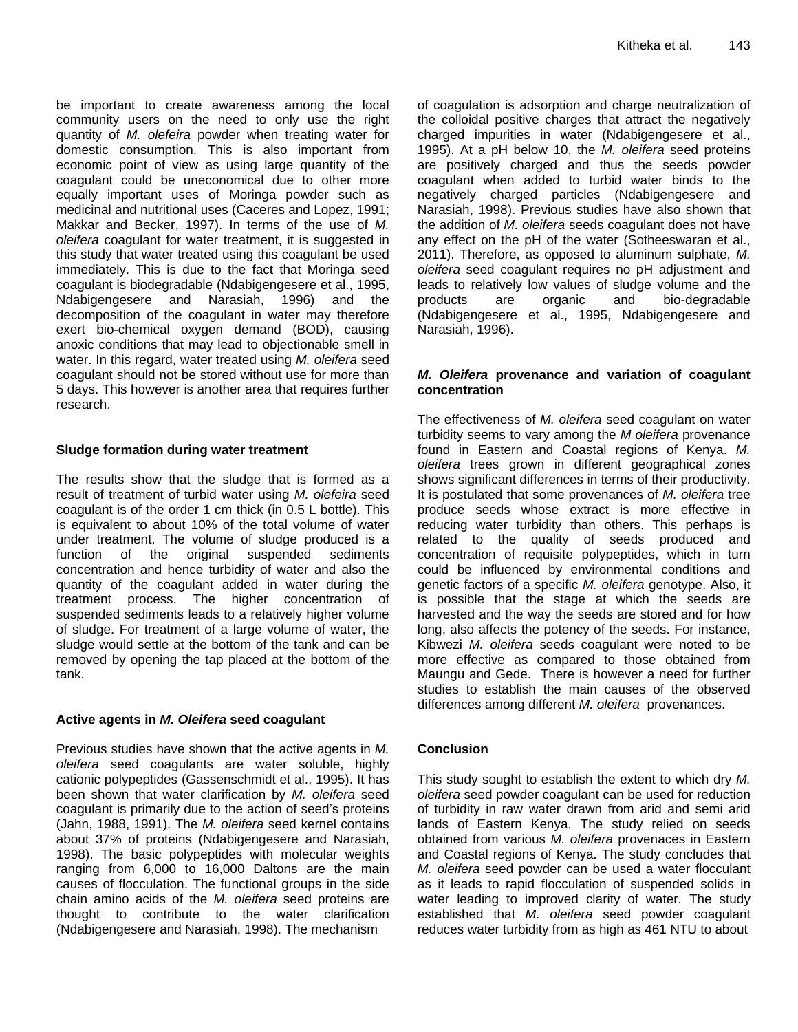be important to create awareness among the local community users on the need to only use the right quantity of *M. olefeira* powder when treating water for domestic consumption. This is also important from economic point of view as using large quantity of the coagulant could be uneconomical due to other more equally important uses of Moringa powder such as medicinal and nutritional uses (Caceres and Lopez, 1991; Makkar and Becker, 1997). In terms of the use of *M. oleifera* coagulant for water treatment, it is suggested in this study that water treated using this coagulant be used immediately. This is due to the fact that Moringa seed coagulant is biodegradable (Ndabigengesere et al., 1995, Ndabigengesere and Narasiah, 1996) and the decomposition of the coagulant in water may therefore exert bio-chemical oxygen demand (BOD), causing anoxic conditions that may lead to objectionable smell in water. In this regard, water treated using *M. oleifera* seed coagulant should not be stored without use for more than 5 days. This however is another area that requires further research.

**Sludge formation during water treatment**

The results show that the sludge that is formed as a result of treatment of turbid water using *M. olefeira* seed coagulant is of the order 1 cm thick (in 0.5 L bottle). This is equivalent to about 10% of the total volume of water under treatment. The volume of sludge produced is a function of the original suspended sediments concentration and hence turbidity of water and also the quantity of the coagulant added in water during the treatment process. The higher concentration of suspended sediments leads to a relatively higher volume of sludge. For treatment of a large volume of water, the sludge would settle at the bottom of the tank and can be removed by opening the tap placed at the bottom of the tank.

**Active agents in *M. Oleifera* seed coagulant**

Previous studies have shown that the active agents in *M. oleifera* seed coagulants are water soluble, highly cationic polypeptides (Gassenschmidt et al., 1995). It has been shown that water clarification by *M. oleifera* seed coagulant is primarily due to the action of seed's proteins (Jahn, 1988, 1991). The *M. oleifera* seed kernel contains about 37% of proteins (Ndabigengesere and Narasiah, 1998). The basic polypeptides with molecular weights ranging from 6,000 to 16,000 Daltons are the main causes of flocculation. The functional groups in the side chain amino acids of the *M. oleifera* seed proteins are thought to contribute to the water clarification (Ndabigengesere and Narasiah, 1998). The mechanism of coagulation is adsorption and charge neutralization of the colloidal positive charges that attract the negatively charged impurities in water (Ndabigengesere et al., 1995). At a pH below 10, the *M. oleifera* seed proteins are positively charged and thus the seeds powder coagulant when added to turbid water binds to the negatively charged particles (Ndabigengesere and Narasiah, 1998). Previous studies have also shown that the addition of *M. oleifera* seeds coagulant does not have any effect on the pH of the water (Sotheeswaran et al., 2011). Therefore, as opposed to aluminum sulphate, *M. oleifera* seed coagulant requires no pH adjustment and leads to relatively low values of sludge volume and the products are organic and bio-degradable (Ndabigengesere et al., 1995, Ndabigengesere and Narasiah, 1996).

***M. Oleifera* provenance and variation of coagulant concentration**

The effectiveness of *M. oleifera* seed coagulant on water turbidity seems to vary among the *M oleifera* provenance found in Eastern and Coastal regions of Kenya. *M. oleifera* trees grown in different geographical zones shows significant differences in terms of their productivity. It is postulated that some provenances of *M. oleifera* tree produce seeds whose extract is more effective in reducing water turbidity than others. This perhaps is related to the quality of seeds produced and concentration of requisite polypeptides, which in turn could be influenced by environmental conditions and genetic factors of a specific *M. oleifera* genotype. Also, it is possible that the stage at which the seeds are harvested and the way the seeds are stored and for how long, also affects the potency of the seeds. For instance, Kibwezi *M. oleifera* seeds coagulant were noted to be more effective as compared to those obtained from Maungu and Gede. There is however a need for further studies to establish the main causes of the observed differences among different *M. oleifera* provenances.

**Conclusion**

This study sought to establish the extent to which dry *M. oleifera* seed powder coagulant can be used for reduction of turbidity in raw water drawn from arid and semi arid lands of Eastern Kenya. The study relied on seeds obtained from various *M. oleifera* provenaces in Eastern and Coastal regions of Kenya. The study concludes that *M. oleifera* seed powder can be used a water flocculant as it leads to rapid flocculation of suspended solids in water leading to improved clarity of water. The study established that *M. oleifera* seed powder coagulant reduces water turbidity from as high as 461 NTU to about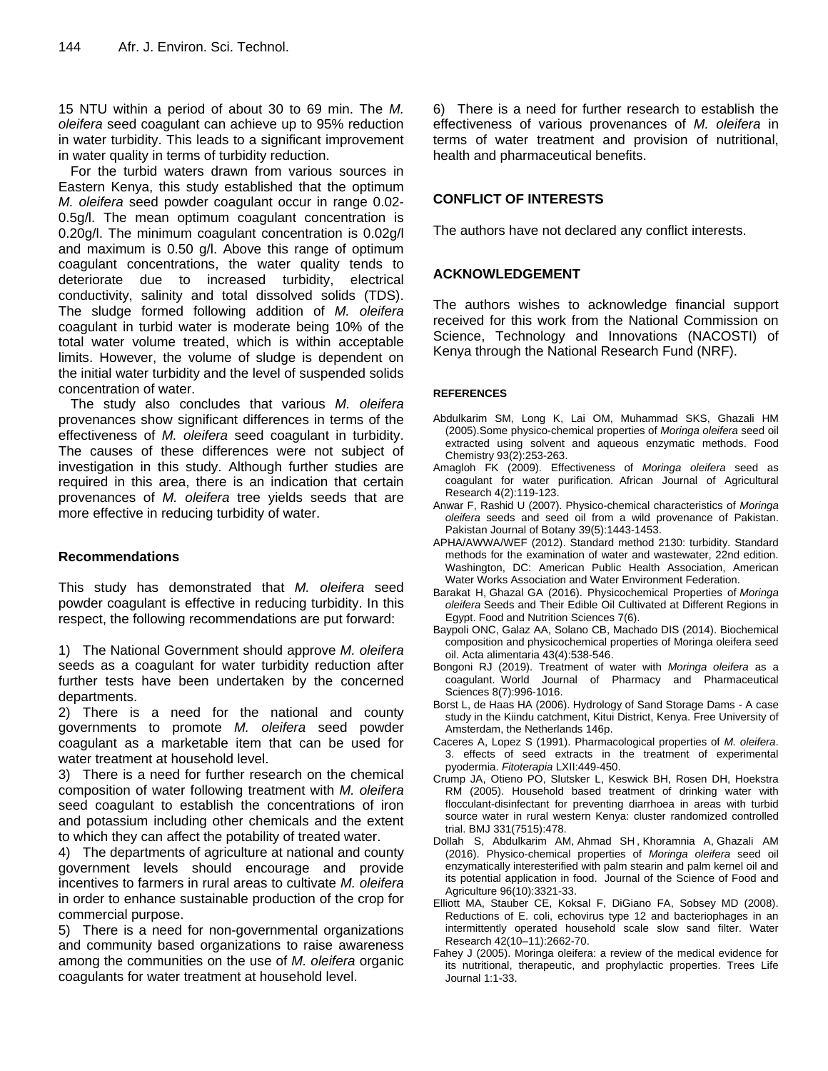15 NTU within a period of about 30 to 69 min. The *M. oleifera* seed coagulant can achieve up to 95% reduction in water turbidity. This leads to a significant improvement in water quality in terms of turbidity reduction.

For the turbid waters drawn from various sources in Eastern Kenya, this study established that the optimum *M. oleifera* seed powder coagulant occur in range 0.02-0.5g/l. The mean optimum coagulant concentration is 0.20g/l. The minimum coagulant concentration is 0.02g/l and maximum is 0.50 g/l. Above this range of optimum coagulant concentrations, the water quality tends to deteriorate due to increased turbidity, electrical conductivity, salinity and total dissolved solids (TDS). The sludge formed following addition of *M. oleifera* coagulant in turbid water is moderate being 10% of the total water volume treated, which is within acceptable limits. However, the volume of sludge is dependent on the initial water turbidity and the level of suspended solids concentration of water.

The study also concludes that various *M. oleifera* provenances show significant differences in terms of the effectiveness of *M. oleifera* seed coagulant in turbidity. The causes of these differences were not subject of investigation in this study. Although further studies are required in this area, there is an indication that certain provenances of *M. oleifera* tree yields seeds that are more effective in reducing turbidity of water.

## Recommendations

This study has demonstrated that *M. oleifera* seed powder coagulant is effective in reducing turbidity. In this respect, the following recommendations are put forward:

1) The National Government should approve *M. oleifera* seeds as a coagulant for water turbidity reduction after further tests have been undertaken by the concerned departments.
2) There is a need for the national and county governments to promote *M. oleifera* seed powder coagulant as a marketable item that can be used for water treatment at household level.
3) There is a need for further research on the chemical composition of water following treatment with *M. oleifera* seed coagulant to establish the concentrations of iron and potassium including other chemicals and the extent to which they can affect the potability of treated water.
4) The departments of agriculture at national and county government levels should encourage and provide incentives to farmers in rural areas to cultivate *M. oleifera* in order to enhance sustainable production of the crop for commercial purpose.
5) There is a need for non-governmental organizations and community based organizations to raise awareness among the communities on the use of *M. oleifera* organic coagulants for water treatment at household level.
6) There is a need for further research to establish the effectiveness of various provenances of *M. oleifera* in terms of water treatment and provision of nutritional, health and pharmaceutical benefits.

## CONFLICT OF INTERESTS

The authors have not declared any conflict interests.

## ACKNOWLEDGEMENT

The authors wishes to acknowledge financial support received for this work from the National Commission on Science, Technology and Innovations (NACOSTI) of Kenya through the National Research Fund (NRF).

## REFERENCES

Abdulkarim SM, Long K, Lai OM, Muhammad SKS, Ghazali HM (2005).Some physico-chemical properties of *Moringa oleifera* seed oil extracted using solvent and aqueous enzymatic methods. Food Chemistry 93(2):253-263.

Amagloh FK (2009). Effectiveness of *Moringa oleifera* seed as coagulant for water purification. African Journal of Agricultural Research 4(2):119-123.

Anwar F, Rashid U (2007). Physico-chemical characteristics of *Moringa oleifera* seeds and seed oil from a wild provenance of Pakistan. Pakistan Journal of Botany 39(5):1443-1453.

APHA/AWWA/WEF (2012). Standard method 2130: turbidity. Standard methods for the examination of water and wastewater, 22nd edition. Washington, DC: American Public Health Association, American Water Works Association and Water Environment Federation.

Barakat H, Ghazal GA (2016). Physicochemical Properties of *Moringa oleifera* Seeds and Their Edible Oil Cultivated at Different Regions in Egypt. Food and Nutrition Sciences 7(6).

Baypoli ONC, Galaz AA, Solano CB, Machado DIS (2014). Biochemical composition and physicochemical properties of Moringa oleifera seed oil. Acta alimentaria 43(4):538-546.

Bongoni RJ (2019). Treatment of water with *Moringa oleifera* as a coagulant. World Journal of Pharmacy and Pharmaceutical Sciences 8(7):996-1016.

Borst L, de Haas HA (2006). Hydrology of Sand Storage Dams - A case study in the Kiindu catchment, Kitui District, Kenya. Free University of Amsterdam, the Netherlands 146p.

Caceres A, Lopez S (1991). Pharmacological properties of *M. oleifera*. 3. effects of seed extracts in the treatment of experimental pyodermia. *Fitoterapia* LXII:449-450.

Crump JA, Otieno PO, Slutsker L, Keswick BH, Rosen DH, Hoekstra RM (2005). Household based treatment of drinking water with flocculant-disinfectant for preventing diarrhoea in areas with turbid source water in rural western Kenya: cluster randomized controlled trial. BMJ 331(7515):478.

Dollah S, Abdulkarim AM, Ahmad SH, Khoramnia A, Ghazali AM (2016). Physico-chemical properties of *Moringa oleifera* seed oil enzymatically interesterified with palm stearin and palm kernel oil and its potential application in food. Journal of the Science of Food and Agriculture 96(10):3321-33.

Elliott MA, Stauber CE, Koksal F, DiGiano FA, Sobsey MD (2008). Reductions of E. coli, echovirus type 12 and bacteriophages in an intermittently operated household scale slow sand filter. Water Research 42(10–11):2662-70.

Fahey J (2005). Moringa oleifera: a review of the medical evidence for its nutritional, therapeutic, and prophylactic properties. Trees Life Journal 1:1-33.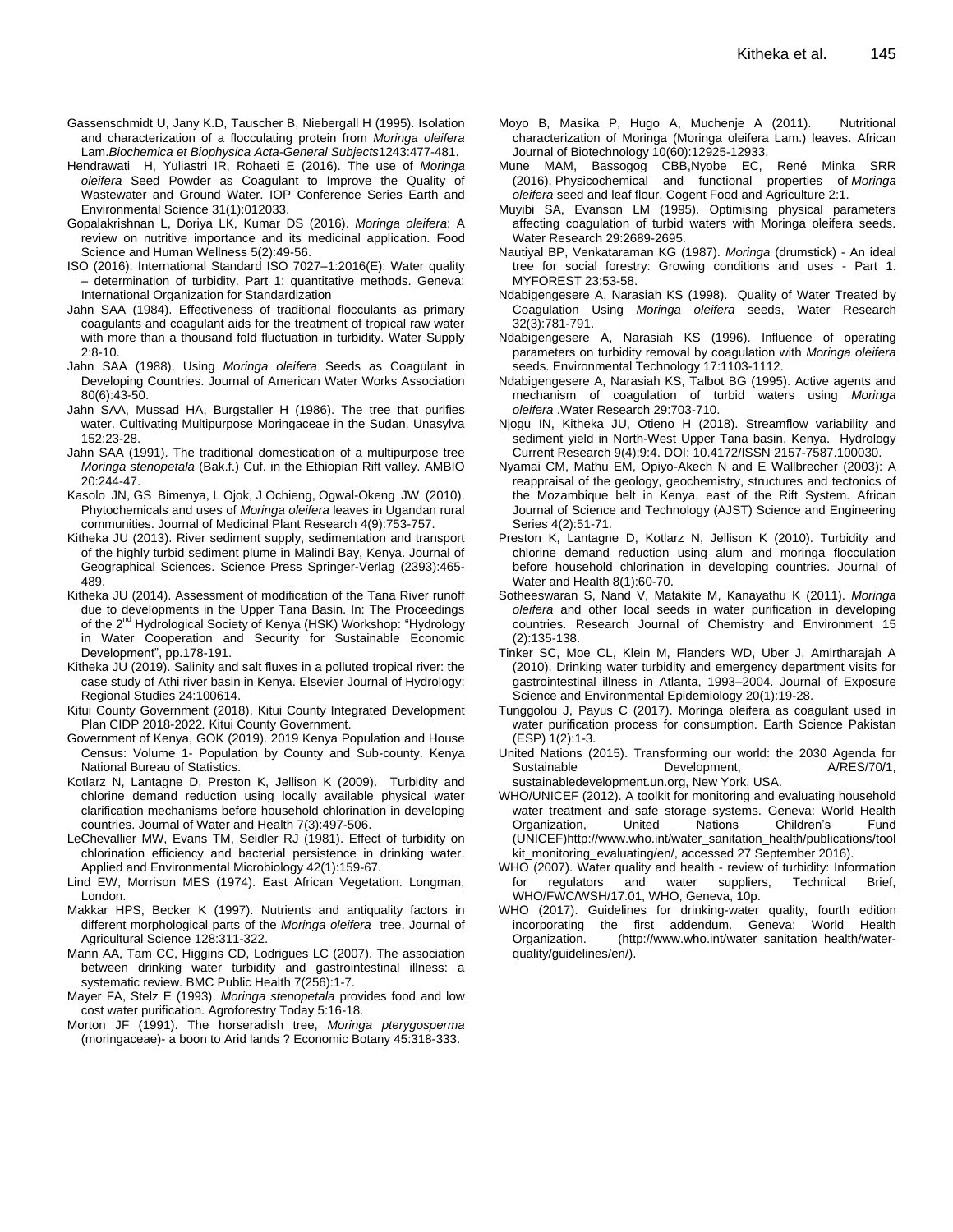Gassenschmidt U, Jany K.D, Tauscher B, Niebergall H (1995). Isolation and characterization of a flocculating protein from *Moringa oleifera* Lam.*Biochemica et Biophysica Acta-General Subjects*1243:477-481.

Hendrawati H, Yuliastri IR, Rohaeti E (2016). The use of *Moringa oleifera* Seed Powder as Coagulant to Improve the Quality of Wastewater and Ground Water. IOP Conference Series Earth and Environmental Science 31(1):012033.

Gopalakrishnan L, Doriya LK, Kumar DS (2016). *Moringa oleifera*: A review on nutritive importance and its medicinal application. Food Science and Human Wellness 5(2):49-56.

ISO (2016). International Standard ISO 7027–1:2016(E): Water quality – determination of turbidity. Part 1: quantitative methods. Geneva: International Organization for Standardization

Jahn SAA (1984). Effectiveness of traditional flocculants as primary coagulants and coagulant aids for the treatment of tropical raw water with more than a thousand fold fluctuation in turbidity. Water Supply 2:8-10.

Jahn SAA (1988). Using *Moringa oleifera* Seeds as Coagulant in Developing Countries. Journal of American Water Works Association 80(6):43-50.

Jahn SAA, Mussad HA, Burgstaller H (1986). The tree that purifies water. Cultivating Multipurpose Moringaceae in the Sudan. Unasylva 152:23-28.

Jahn SAA (1991). The traditional domestication of a multipurpose tree *Moringa stenopetala* (Bak.f.) Cuf. in the Ethiopian Rift valley. AMBIO 20:244-47.

Kasolo JN, GS Bimenya, L Ojok, J Ochieng, Ogwal-Okeng JW (2010). Phytochemicals and uses of *Moringa oleifera* leaves in Ugandan rural communities. Journal of Medicinal Plant Research 4(9):753-757.

Kitheka JU (2013). River sediment supply, sedimentation and transport of the highly turbid sediment plume in Malindi Bay, Kenya. Journal of Geographical Sciences. Science Press Springer-Verlag (2393):465-489.

Kitheka JU (2014). Assessment of modification of the Tana River runoff due to developments in the Upper Tana Basin. In: The Proceedings of the 2nd Hydrological Society of Kenya (HSK) Workshop: "Hydrology in Water Cooperation and Security for Sustainable Economic Development", pp.178-191.

Kitheka JU (2019). Salinity and salt fluxes in a polluted tropical river: the case study of Athi river basin in Kenya. Elsevier Journal of Hydrology: Regional Studies 24:100614.

Kitui County Government (2018). Kitui County Integrated Development Plan CIDP 2018-2022*.* Kitui County Government.

Government of Kenya, GOK (2019). 2019 Kenya Population and House Census: Volume 1- Population by County and Sub-county. Kenya National Bureau of Statistics.

Kotlarz N, Lantagne D, Preston K, Jellison K (2009). Turbidity and chlorine demand reduction using locally available physical water clarification mechanisms before household chlorination in developing countries. Journal of Water and Health 7(3):497-506.

LeChevallier MW, Evans TM, Seidler RJ (1981). Effect of turbidity on chlorination efficiency and bacterial persistence in drinking water. Applied and Environmental Microbiology 42(1):159-67.

Lind EW, Morrison MES (1974). East African Vegetation. Longman, London.

Makkar HPS, Becker K (1997). Nutrients and antiquality factors in different morphological parts of the *Moringa oleifera* tree. Journal of Agricultural Science 128:311-322.

Mann AA, Tam CC, Higgins CD, Lodrigues LC (2007). The association between drinking water turbidity and gastrointestinal illness: a systematic review. BMC Public Health 7(256):1-7.

Mayer FA, Stelz E (1993). *Moringa stenopetala* provides food and low cost water purification. Agroforestry Today 5:16-18.

Morton JF (1991). The horseradish tree, *Moringa pterygosperma* (moringaceae)- a boon to Arid lands ? Economic Botany 45:318-333.

Moyo B, Masika P, Hugo A, Muchenje A (2011). Nutritional characterization of Moringa (Moringa oleifera Lam.) leaves. African Journal of Biotechnology 10(60):12925-12933.

Mune MAM, Bassogog CBB,Nyobe EC, René Minka SRR (2016). Physicochemical and functional properties of *Moringa oleifera* seed and leaf flour, Cogent Food and Agriculture 2:1.

Muyibi SA, Evanson LM (1995). Optimising physical parameters affecting coagulation of turbid waters with Moringa oleifera seeds. Water Research 29:2689-2695.

Nautiyal BP, Venkataraman KG (1987). *Moringa* (drumstick) - An ideal tree for social forestry: Growing conditions and uses - Part 1. MYFOREST 23:53-58.

Ndabigengesere A, Narasiah KS (1998). Quality of Water Treated by Coagulation Using *Moringa oleifera* seeds, Water Research 32(3):781-791.

Ndabigengesere A, Narasiah KS (1996). Influence of operating parameters on turbidity removal by coagulation with *Moringa oleifera* seeds. Environmental Technology 17:1103-1112.

Ndabigengesere A, Narasiah KS, Talbot BG (1995). Active agents and mechanism of coagulation of turbid waters using *Moringa oleifera* .Water Research 29:703-710.

Njogu IN, Kitheka JU, Otieno H (2018). Streamflow variability and sediment yield in North-West Upper Tana basin, Kenya. Hydrology Current Research 9(4):9:4. DOI: 10.4172/ISSN 2157-7587.100030.

Nyamai CM, Mathu EM, Opiyo-Akech N and E Wallbrecher (2003): A reappraisal of the geology, geochemistry, structures and tectonics of the Mozambique belt in Kenya, east of the Rift System. African Journal of Science and Technology (AJST) Science and Engineering Series 4(2):51-71.

Preston K, Lantagne D, Kotlarz N, Jellison K (2010). Turbidity and chlorine demand reduction using alum and moringa flocculation before household chlorination in developing countries. Journal of Water and Health 8(1):60-70.

Sotheeswaran S, Nand V, Matakite M, Kanayathu K (2011). *Moringa oleifera* and other local seeds in water purification in developing countries. Research Journal of Chemistry and Environment 15 (2):135-138.

Tinker SC, Moe CL, Klein M, Flanders WD, Uber J, Amirtharajah A (2010). Drinking water turbidity and emergency department visits for gastrointestinal illness in Atlanta, 1993–2004. Journal of Exposure Science and Environmental Epidemiology 20(1):19-28.

Tunggolou J, Payus C (2017). Moringa oleifera as coagulant used in water purification process for consumption. Earth Science Pakistan (ESP) 1(2):1-3.

United Nations (2015). Transforming our world: the 2030 Agenda for Sustainable Development, A/RES/70/1, sustainabledevelopment.un.org, New York, USA.

WHO/UNICEF (2012). A toolkit for monitoring and evaluating household water treatment and safe storage systems. Geneva: World Health Organization, United Nations Children's Fund (UNICEF)http://www.who.int/water_sanitation_health/publications/toolkit_monitoring_evaluating/en/, accessed 27 September 2016).

WHO (2007). Water quality and health - review of turbidity: Information for regulators and water suppliers, Technical Brief, WHO/FWC/WSH/17.01, WHO, Geneva, 10p.

WHO (2017). Guidelines for drinking-water quality, fourth edition incorporating the first addendum. Geneva: World Health Organization. (http://www.who.int/water_sanitation_health/water-quality/guidelines/en/).